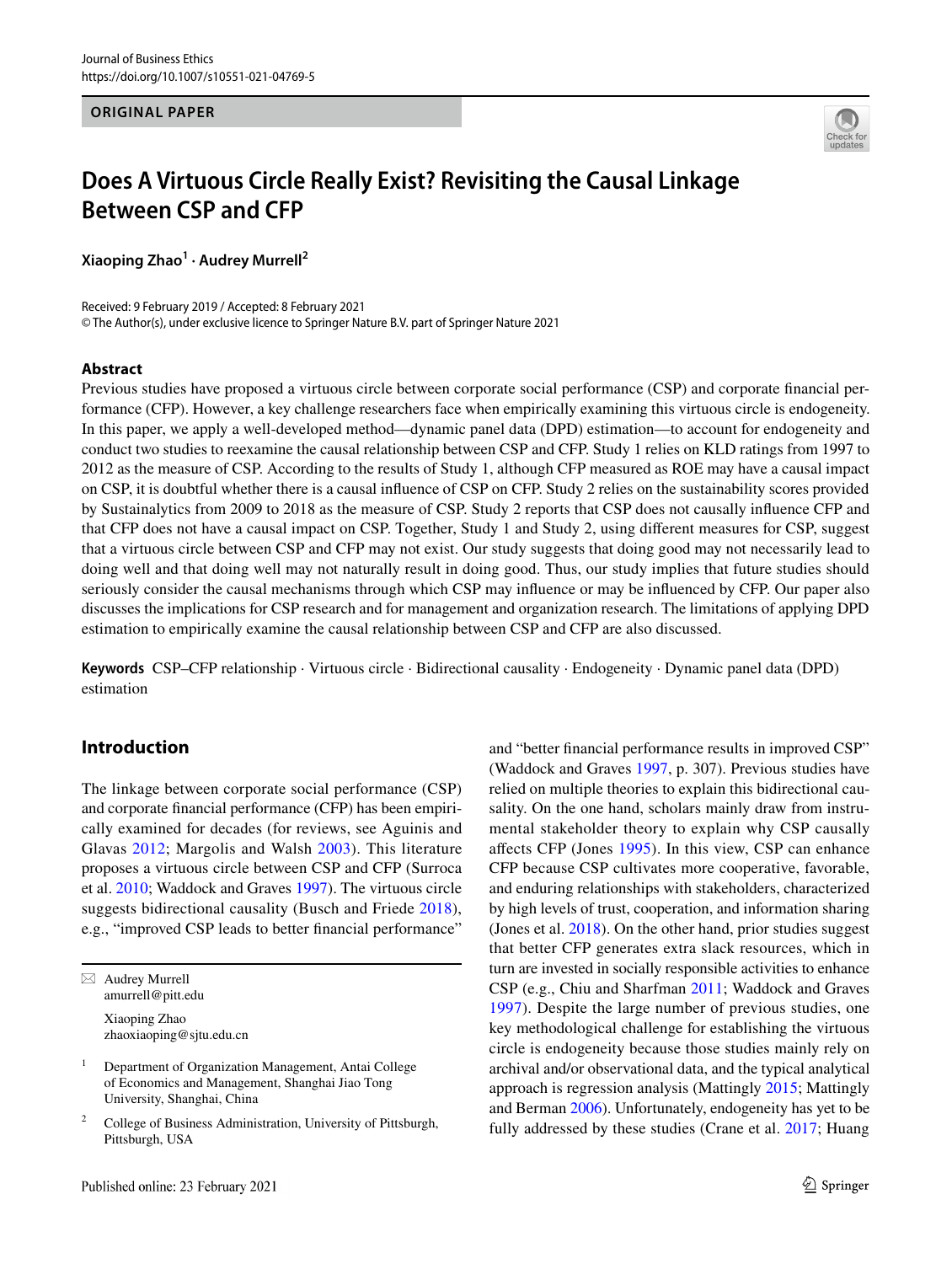ORIGINAL PAPER

# Does A Virtuous Circle Really Exist? Revisiting the Causal Linkage Between CSP and CFP

**Xiaoping Zhao[1] · Audrey Murrell[2]**

Received: 9 February 2019 / Accepted: 8 February 2021
© The Author(s), under exclusive licence to Springer Nature B.V. part of Springer Nature 2021

## Abstract

Previous studies have proposed a virtuous circle between corporate social performance (CSP) and corporate financial performance (CFP). However, a key challenge researchers face when empirically examining this virtuous circle is endogeneity. In this paper, we apply a well-developed method—dynamic panel data (DPD) estimation—to account for endogeneity and conduct two studies to reexamine the causal relationship between CSP and CFP. Study 1 relies on KLD ratings from 1997 to 2012 as the measure of CSP. According to the results of Study 1, although CFP measured as ROE may have a causal impact on CSP, it is doubtful whether there is a causal influence of CSP on CFP. Study 2 relies on the sustainability scores provided by Sustainalytics from 2009 to 2018 as the measure of CSP. Study 2 reports that CSP does not causally influence CFP and that CFP does not have a causal impact on CSP. Together, Study 1 and Study 2, using different measures for CSP, suggest that a virtuous circle between CSP and CFP may not exist. Our study suggests that doing good may not necessarily lead to doing well and that doing well may not naturally result in doing good. Thus, our study implies that future studies should seriously consider the causal mechanisms through which CSP may influence or may be influenced by CFP. Our paper also discusses the implications for CSP research and for management and organization research. The limitations of applying DPD estimation to empirically examine the causal relationship between CSP and CFP are also discussed.

**Keywords** CSP–CFP relationship · Virtuous circle · Bidirectional causality · Endogeneity · Dynamic panel data (DPD) estimation

## Introduction

The linkage between corporate social performance (CSP) and corporate financial performance (CFP) has been empirically examined for decades (for reviews, see Aguinis and Glavas 2012; Margolis and Walsh 2003). This literature proposes a virtuous circle between CSP and CFP (Surroca et al. 2010; Waddock and Graves 1997). The virtuous circle suggests bidirectional causality (Busch and Friede 2018), e.g., "improved CSP leads to better financial performance" and "better financial performance results in improved CSP" (Waddock and Graves 1997, p. 307). Previous studies have relied on multiple theories to explain this bidirectional causality. On the one hand, scholars mainly draw from instrumental stakeholder theory to explain why CSP causally affects CFP (Jones 1995). In this view, CSP can enhance CFP because CSP cultivates more cooperative, favorable, and enduring relationships with stakeholders, characterized by high levels of trust, cooperation, and information sharing (Jones et al. 2018). On the other hand, prior studies suggest that better CFP generates extra slack resources, which in turn are invested in socially responsible activities to enhance CSP (e.g., Chiu and Sharfman 2011; Waddock and Graves 1997). Despite the large number of previous studies, one key methodological challenge for establishing the virtuous circle is endogeneity because those studies mainly rely on archival and/or observational data, and the typical analytical approach is regression analysis (Mattingly 2015; Mattingly and Berman 2006). Unfortunately, endogeneity has yet to be fully addressed by these studies (Crane et al. 2017; Huang

---

✉ Audrey Murrell
amurrell@pitt.edu

Xiaoping Zhao
zhaoxiaoping@sjtu.edu.cn

[1] Department of Organization Management, Antai College of Economics and Management, Shanghai Jiao Tong University, Shanghai, China

[2] College of Business Administration, University of Pittsburgh, Pittsburgh, USA

Published online: 23 February 2021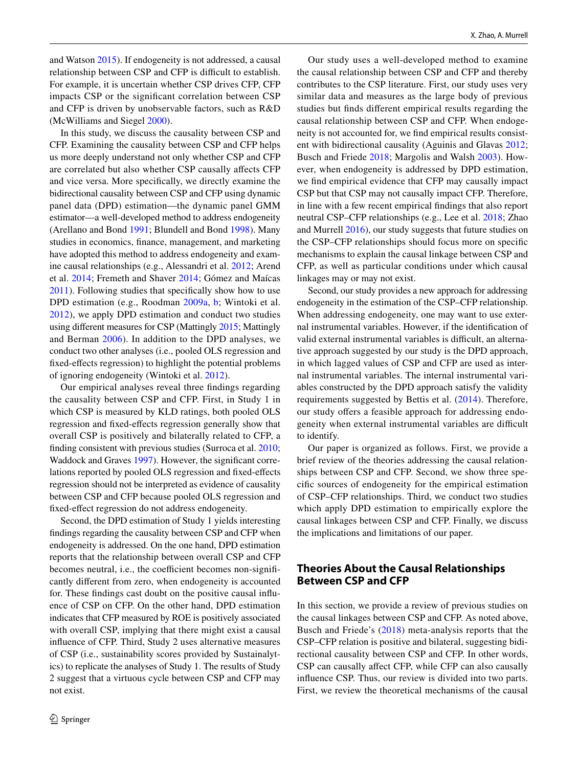and Watson 2015). If endogeneity is not addressed, a causal relationship between CSP and CFP is difficult to establish. For example, it is uncertain whether CSP drives CFP, CFP impacts CSP or the significant correlation between CSP and CFP is driven by unobservable factors, such as R&D (McWilliams and Siegel 2000).

In this study, we discuss the causality between CSP and CFP. Examining the causality between CSP and CFP helps us more deeply understand not only whether CSP and CFP are correlated but also whether CSP causally affects CFP and vice versa. More specifically, we directly examine the bidirectional causality between CSP and CFP using dynamic panel data (DPD) estimation—the dynamic panel GMM estimator—a well-developed method to address endogeneity (Arellano and Bond 1991; Blundell and Bond 1998). Many studies in economics, finance, management, and marketing have adopted this method to address endogeneity and examine causal relationships (e.g., Alessandri et al. 2012; Arend et al. 2014; Fremeth and Shaver 2014; Gómez and Maícas 2011). Following studies that specifically show how to use DPD estimation (e.g., Roodman 2009a, b; Wintoki et al. 2012), we apply DPD estimation and conduct two studies using different measures for CSP (Mattingly 2015; Mattingly and Berman 2006). In addition to the DPD analyses, we conduct two other analyses (i.e., pooled OLS regression and fixed-effects regression) to highlight the potential problems of ignoring endogeneity (Wintoki et al. 2012).

Our empirical analyses reveal three findings regarding the causality between CSP and CFP. First, in Study 1 in which CSP is measured by KLD ratings, both pooled OLS regression and fixed-effects regression generally show that overall CSP is positively and bilaterally related to CFP, a finding consistent with previous studies (Surroca et al. 2010; Waddock and Graves 1997). However, the significant correlations reported by pooled OLS regression and fixed-effects regression should not be interpreted as evidence of causality between CSP and CFP because pooled OLS regression and fixed-effect regression do not address endogeneity.

Second, the DPD estimation of Study 1 yields interesting findings regarding the causality between CSP and CFP when endogeneity is addressed. On the one hand, DPD estimation reports that the relationship between overall CSP and CFP becomes neutral, i.e., the coefficient becomes non-significantly different from zero, when endogeneity is accounted for. These findings cast doubt on the positive causal influence of CSP on CFP. On the other hand, DPD estimation indicates that CFP measured by ROE is positively associated with overall CSP, implying that there might exist a causal influence of CFP. Third, Study 2 uses alternative measures of CSP (i.e., sustainability scores provided by Sustainalytics) to replicate the analyses of Study 1. The results of Study 2 suggest that a virtuous cycle between CSP and CFP may not exist.

Our study uses a well-developed method to examine the causal relationship between CSP and CFP and thereby contributes to the CSP literature. First, our study uses very similar data and measures as the large body of previous studies but finds different empirical results regarding the causal relationship between CSP and CFP. When endogeneity is not accounted for, we find empirical results consistent with bidirectional causality (Aguinis and Glavas 2012; Busch and Friede 2018; Margolis and Walsh 2003). However, when endogeneity is addressed by DPD estimation, we find empirical evidence that CFP may causally impact CSP but that CSP may not causally impact CFP. Therefore, in line with a few recent empirical findings that also report neutral CSP–CFP relationships (e.g., Lee et al. 2018; Zhao and Murrell 2016), our study suggests that future studies on the CSP–CFP relationships should focus more on specific mechanisms to explain the causal linkage between CSP and CFP, as well as particular conditions under which causal linkages may or may not exist.

Second, our study provides a new approach for addressing endogeneity in the estimation of the CSP–CFP relationship. When addressing endogeneity, one may want to use external instrumental variables. However, if the identification of valid external instrumental variables is difficult, an alternative approach suggested by our study is the DPD approach, in which lagged values of CSP and CFP are used as internal instrumental variables. The internal instrumental variables constructed by the DPD approach satisfy the validity requirements suggested by Bettis et al. (2014). Therefore, our study offers a feasible approach for addressing endogeneity when external instrumental variables are difficult to identify.

Our paper is organized as follows. First, we provide a brief review of the theories addressing the causal relationships between CSP and CFP. Second, we show three specific sources of endogeneity for the empirical estimation of CSP–CFP relationships. Third, we conduct two studies which apply DPD estimation to empirically explore the causal linkages between CSP and CFP. Finally, we discuss the implications and limitations of our paper.

## Theories About the Causal Relationships Between CSP and CFP

In this section, we provide a review of previous studies on the causal linkages between CSP and CFP. As noted above, Busch and Friede's (2018) meta-analysis reports that the CSP–CFP relation is positive and bilateral, suggesting bidirectional causality between CSP and CFP. In other words, CSP can causally affect CFP, while CFP can also causally influence CSP. Thus, our review is divided into two parts. First, we review the theoretical mechanisms of the causal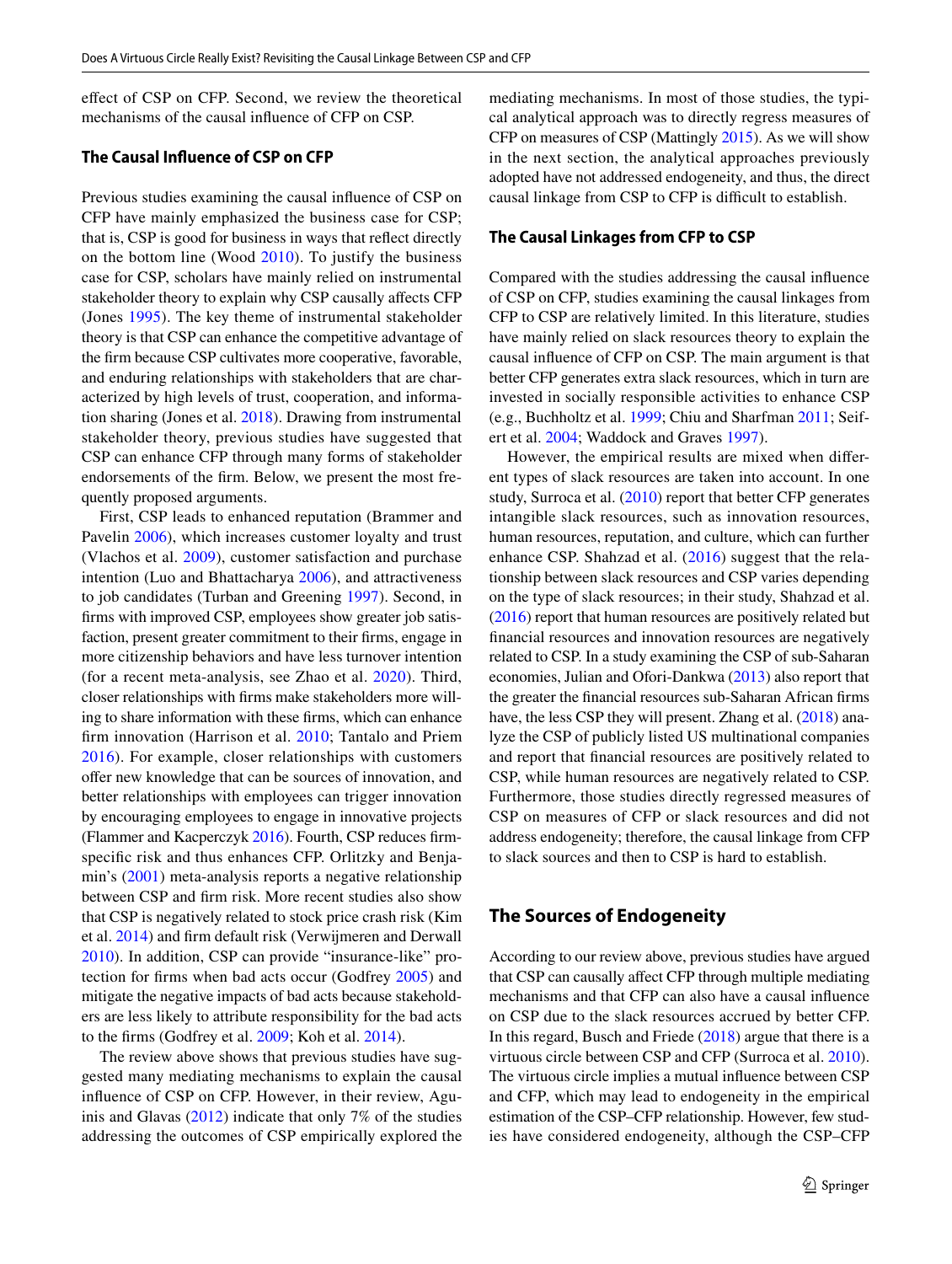effect of CSP on CFP. Second, we review the theoretical mechanisms of the causal influence of CFP on CSP.

### The Causal Influence of CSP on CFP

Previous studies examining the causal influence of CSP on CFP have mainly emphasized the business case for CSP; that is, CSP is good for business in ways that reflect directly on the bottom line (Wood 2010). To justify the business case for CSP, scholars have mainly relied on instrumental stakeholder theory to explain why CSP causally affects CFP (Jones 1995). The key theme of instrumental stakeholder theory is that CSP can enhance the competitive advantage of the firm because CSP cultivates more cooperative, favorable, and enduring relationships with stakeholders that are characterized by high levels of trust, cooperation, and information sharing (Jones et al. 2018). Drawing from instrumental stakeholder theory, previous studies have suggested that CSP can enhance CFP through many forms of stakeholder endorsements of the firm. Below, we present the most frequently proposed arguments.

First, CSP leads to enhanced reputation (Brammer and Pavelin 2006), which increases customer loyalty and trust (Vlachos et al. 2009), customer satisfaction and purchase intention (Luo and Bhattacharya 2006), and attractiveness to job candidates (Turban and Greening 1997). Second, in firms with improved CSP, employees show greater job satisfaction, present greater commitment to their firms, engage in more citizenship behaviors and have less turnover intention (for a recent meta-analysis, see Zhao et al. 2020). Third, closer relationships with firms make stakeholders more willing to share information with these firms, which can enhance firm innovation (Harrison et al. 2010; Tantalo and Priem 2016). For example, closer relationships with customers offer new knowledge that can be sources of innovation, and better relationships with employees can trigger innovation by encouraging employees to engage in innovative projects (Flammer and Kacperczyk 2016). Fourth, CSP reduces firm-specific risk and thus enhances CFP. Orlitzky and Benjamin's (2001) meta-analysis reports a negative relationship between CSP and firm risk. More recent studies also show that CSP is negatively related to stock price crash risk (Kim et al. 2014) and firm default risk (Verwijmeren and Derwall 2010). In addition, CSP can provide "insurance-like" protection for firms when bad acts occur (Godfrey 2005) and mitigate the negative impacts of bad acts because stakeholders are less likely to attribute responsibility for the bad acts to the firms (Godfrey et al. 2009; Koh et al. 2014).

The review above shows that previous studies have suggested many mediating mechanisms to explain the causal influence of CSP on CFP. However, in their review, Aguinis and Glavas (2012) indicate that only 7% of the studies addressing the outcomes of CSP empirically explored the mediating mechanisms. In most of those studies, the typical analytical approach was to directly regress measures of CFP on measures of CSP (Mattingly 2015). As we will show in the next section, the analytical approaches previously adopted have not addressed endogeneity, and thus, the direct causal linkage from CSP to CFP is difficult to establish.

### The Causal Linkages from CFP to CSP

Compared with the studies addressing the causal influence of CSP on CFP, studies examining the causal linkages from CFP to CSP are relatively limited. In this literature, studies have mainly relied on slack resources theory to explain the causal influence of CFP on CSP. The main argument is that better CFP generates extra slack resources, which in turn are invested in socially responsible activities to enhance CSP (e.g., Buchholtz et al. 1999; Chiu and Sharfman 2011; Seifert et al. 2004; Waddock and Graves 1997).

However, the empirical results are mixed when different types of slack resources are taken into account. In one study, Surroca et al. (2010) report that better CFP generates intangible slack resources, such as innovation resources, human resources, reputation, and culture, which can further enhance CSP. Shahzad et al. (2016) suggest that the relationship between slack resources and CSP varies depending on the type of slack resources; in their study, Shahzad et al. (2016) report that human resources are positively related but financial resources and innovation resources are negatively related to CSP. In a study examining the CSP of sub-Saharan economies, Julian and Ofori-Dankwa (2013) also report that the greater the financial resources sub-Saharan African firms have, the less CSP they will present. Zhang et al. (2018) analyze the CSP of publicly listed US multinational companies and report that financial resources are positively related to CSP, while human resources are negatively related to CSP. Furthermore, those studies directly regressed measures of CSP on measures of CFP or slack resources and did not address endogeneity; therefore, the causal linkage from CFP to slack sources and then to CSP is hard to establish.

## The Sources of Endogeneity

According to our review above, previous studies have argued that CSP can causally affect CFP through multiple mediating mechanisms and that CFP can also have a causal influence on CSP due to the slack resources accrued by better CFP. In this regard, Busch and Friede (2018) argue that there is a virtuous circle between CSP and CFP (Surroca et al. 2010). The virtuous circle implies a mutual influence between CSP and CFP, which may lead to endogeneity in the empirical estimation of the CSP–CFP relationship. However, few studies have considered endogeneity, although the CSP–CFP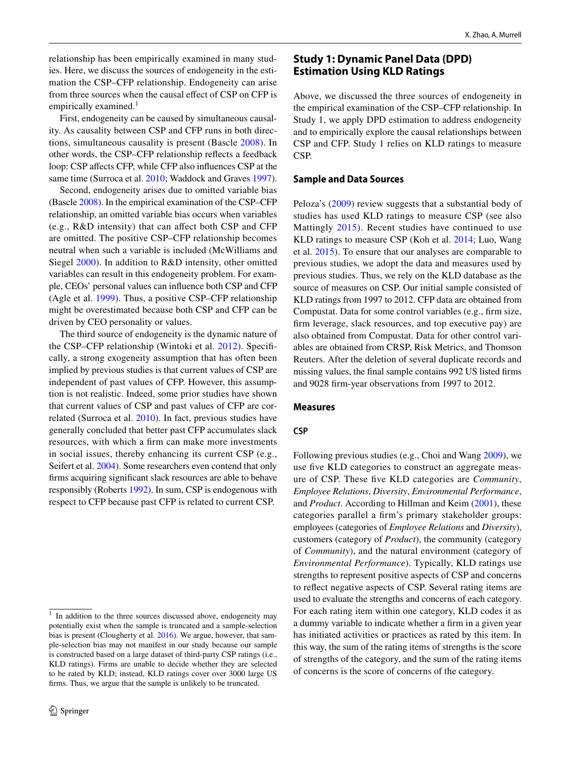relationship has been empirically examined in many studies. Here, we discuss the sources of endogeneity in the estimation the CSP–CFP relationship. Endogeneity can arise from three sources when the causal effect of CSP on CFP is empirically examined.[1]

First, endogeneity can be caused by simultaneous causality. As causality between CSP and CFP runs in both directions, simultaneous causality is present (Bascle 2008). In other words, the CSP–CFP relationship reflects a feedback loop: CSP affects CFP, while CFP also influences CSP at the same time (Surroca et al. 2010; Waddock and Graves 1997).

Second, endogeneity arises due to omitted variable bias (Bascle 2008). In the empirical examination of the CSP–CFP relationship, an omitted variable bias occurs when variables (e.g., R&D intensity) that can affect both CSP and CFP are omitted. The positive CSP–CFP relationship becomes neutral when such a variable is included (McWilliams and Siegel 2000). In addition to R&D intensity, other omitted variables can result in this endogeneity problem. For example, CEOs' personal values can influence both CSP and CFP (Agle et al. 1999). Thus, a positive CSP–CFP relationship might be overestimated because both CSP and CFP can be driven by CEO personality or values.

The third source of endogeneity is the dynamic nature of the CSP–CFP relationship (Wintoki et al. 2012). Specifically, a strong exogeneity assumption that has often been implied by previous studies is that current values of CSP are independent of past values of CFP. However, this assumption is not realistic. Indeed, some prior studies have shown that current values of CSP and past values of CFP are correlated (Surroca et al. 2010). In fact, previous studies have generally concluded that better past CFP accumulates slack resources, with which a firm can make more investments in social issues, thereby enhancing its current CSP (e.g., Seifert et al. 2004). Some researchers even contend that only firms acquiring significant slack resources are able to behave responsibly (Roberts 1992). In sum, CSP is endogenous with respect to CFP because past CFP is related to current CSP.

[1] In addition to the three sources discussed above, endogeneity may potentially exist when the sample is truncated and a sample-selection bias is present (Clougherty et al. 2016). We argue, however, that sample-selection bias may not manifest in our study because our sample is constructed based on a large dataset of third-party CSP ratings (i.e., KLD ratings). Firms are unable to decide whether they are selected to be rated by KLD; instead, KLD ratings cover over 3000 large US firms. Thus, we argue that the sample is unlikely to be truncated.

## Study 1: Dynamic Panel Data (DPD) Estimation Using KLD Ratings

Above, we discussed the three sources of endogeneity in the empirical examination of the CSP–CFP relationship. In Study 1, we apply DPD estimation to address endogeneity and to empirically explore the causal relationships between CSP and CFP. Study 1 relies on KLD ratings to measure CSP.

### Sample and Data Sources

Peloza's (2009) review suggests that a substantial body of studies has used KLD ratings to measure CSP (see also Mattingly 2015). Recent studies have continued to use KLD ratings to measure CSP (Koh et al. 2014; Luo, Wang et al. 2015). To ensure that our analyses are comparable to previous studies, we adopt the data and measures used by previous studies. Thus, we rely on the KLD database as the source of measures on CSP. Our initial sample consisted of KLD ratings from 1997 to 2012. CFP data are obtained from Compustat. Data for some control variables (e.g., firm size, firm leverage, slack resources, and top executive pay) are also obtained from Compustat. Data for other control variables are obtained from CRSP, Risk Metrics, and Thomson Reuters. After the deletion of several duplicate records and missing values, the final sample contains 992 US listed firms and 9028 firm-year observations from 1997 to 2012.

### Measures

#### CSP

Following previous studies (e.g., Choi and Wang 2009), we use five KLD categories to construct an aggregate measure of CSP. These five KLD categories are *Community*, *Employee Relations*, *Diversity*, *Environmental Performance*, and *Product*. According to Hillman and Keim (2001), these categories parallel a firm's primary stakeholder groups: employees (categories of *Employee Relations* and *Diversity*), customers (category of *Product*), the community (category of *Community*), and the natural environment (category of *Environmental Performance*). Typically, KLD ratings use strengths to represent positive aspects of CSP and concerns to reflect negative aspects of CSP. Several rating items are used to evaluate the strengths and concerns of each category. For each rating item within one category, KLD codes it as a dummy variable to indicate whether a firm in a given year has initiated activities or practices as rated by this item. In this way, the sum of the rating items of strengths is the score of strengths of the category, and the sum of the rating items of concerns is the score of concerns of the category.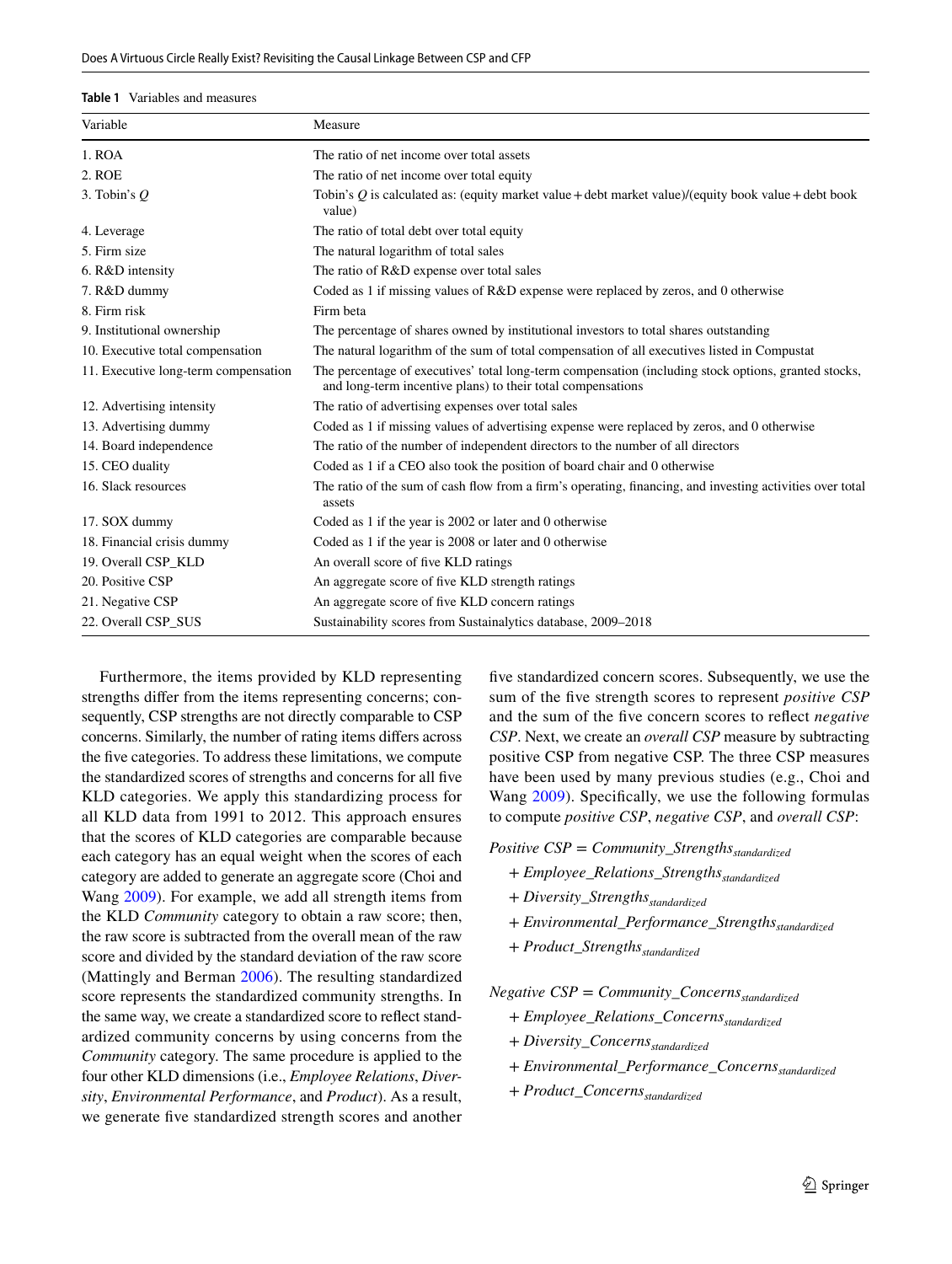**Table 1** Variables and measures

| Variable | Measure |
|---|---|
| 1. ROA | The ratio of net income over total assets |
| 2. ROE | The ratio of net income over total equity |
| 3. Tobin's *Q* | Tobin's *Q* is calculated as: (equity market value + debt market value)/(equity book value + debt book value) |
| 4. Leverage | The ratio of total debt over total equity |
| 5. Firm size | The natural logarithm of total sales |
| 6. R&D intensity | The ratio of R&D expense over total sales |
| 7. R&D dummy | Coded as 1 if missing values of R&D expense were replaced by zeros, and 0 otherwise |
| 8. Firm risk | Firm beta |
| 9. Institutional ownership | The percentage of shares owned by institutional investors to total shares outstanding |
| 10. Executive total compensation | The natural logarithm of the sum of total compensation of all executives listed in Compustat |
| 11. Executive long-term compensation | The percentage of executives' total long-term compensation (including stock options, granted stocks, and long-term incentive plans) to their total compensations |
| 12. Advertising intensity | The ratio of advertising expenses over total sales |
| 13. Advertising dummy | Coded as 1 if missing values of advertising expense were replaced by zeros, and 0 otherwise |
| 14. Board independence | The ratio of the number of independent directors to the number of all directors |
| 15. CEO duality | Coded as 1 if a CEO also took the position of board chair and 0 otherwise |
| 16. Slack resources | The ratio of the sum of cash flow from a firm's operating, financing, and investing activities over total assets |
| 17. SOX dummy | Coded as 1 if the year is 2002 or later and 0 otherwise |
| 18. Financial crisis dummy | Coded as 1 if the year is 2008 or later and 0 otherwise |
| 19. Overall CSP_KLD | An overall score of five KLD ratings |
| 20. Positive CSP | An aggregate score of five KLD strength ratings |
| 21. Negative CSP | An aggregate score of five KLD concern ratings |
| 22. Overall CSP_SUS | Sustainability scores from Sustainalytics database, 2009–2018 |

Furthermore, the items provided by KLD representing strengths differ from the items representing concerns; consequently, CSP strengths are not directly comparable to CSP concerns. Similarly, the number of rating items differs across the five categories. To address these limitations, we compute the standardized scores of strengths and concerns for all five KLD categories. We apply this standardizing process for all KLD data from 1991 to 2012. This approach ensures that the scores of KLD categories are comparable because each category has an equal weight when the scores of each category are added to generate an aggregate score (Choi and Wang 2009). For example, we add all strength items from the KLD *Community* category to obtain a raw score; then, the raw score is subtracted from the overall mean of the raw score and divided by the standard deviation of the raw score (Mattingly and Berman 2006). The resulting standardized score represents the standardized community strengths. In the same way, we create a standardized score to reflect standardized community concerns by using concerns from the *Community* category. The same procedure is applied to the four other KLD dimensions (i.e., *Employee Relations*, *Diversity*, *Environmental Performance*, and *Product*). As a result, we generate five standardized strength scores and another five standardized concern scores. Subsequently, we use the sum of the five strength scores to represent *positive CSP* and the sum of the five concern scores to reflect *negative CSP*. Next, we create an *overall CSP* measure by subtracting positive CSP from negative CSP. The three CSP measures have been used by many previous studies (e.g., Choi and Wang 2009). Specifically, we use the following formulas to compute *positive CSP*, *negative CSP*, and *overall CSP*:

$$
\begin{aligned}
Positive\ CSP = {} & Community\_Strengths_{standardized} \\
& + Employee\_Relations\_Strengths_{standardized} \\
& + Diversity\_Strengths_{standardized} \\
& + Environmental\_Performance\_Strengths_{standardized} \\
& + Product\_Strengths_{standardized}
\end{aligned}
$$

$$
\begin{aligned}
Negative\ CSP = {} & Community\_Concerns_{standardized} \\
& + Employee\_Relations\_Concerns_{standardized} \\
& + Diversity\_Concerns_{standardized} \\
& + Environmental\_Performance\_Concerns_{standardized} \\
& + Product\_Concerns_{standardized}
\end{aligned}
$$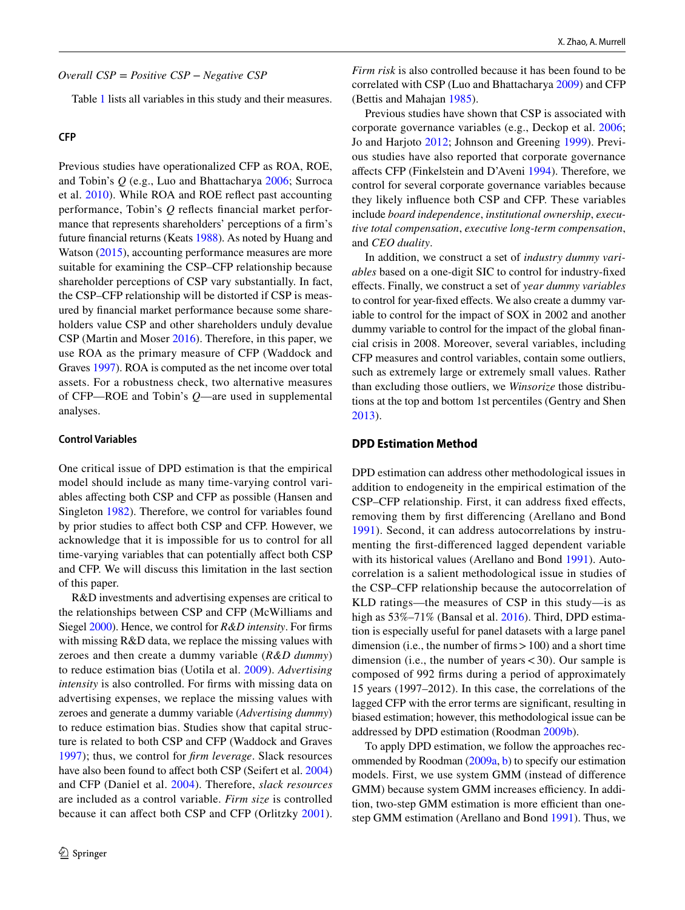*Overall CSP = Positive CSP − Negative CSP*

Table 1 lists all variables in this study and their measures.

### CFP

Previous studies have operationalized CFP as ROA, ROE, and Tobin's *Q* (e.g., Luo and Bhattacharya 2006; Surroca et al. 2010). While ROA and ROE reflect past accounting performance, Tobin's *Q* reflects financial market performance that represents shareholders' perceptions of a firm's future financial returns (Keats 1988). As noted by Huang and Watson (2015), accounting performance measures are more suitable for examining the CSP–CFP relationship because shareholder perceptions of CSP vary substantially. In fact, the CSP–CFP relationship will be distorted if CSP is measured by financial market performance because some shareholders value CSP and other shareholders unduly devalue CSP (Martin and Moser 2016). Therefore, in this paper, we use ROA as the primary measure of CFP (Waddock and Graves 1997). ROA is computed as the net income over total assets. For a robustness check, two alternative measures of CFP—ROE and Tobin's *Q*—are used in supplemental analyses.

### Control Variables

One critical issue of DPD estimation is that the empirical model should include as many time-varying control variables affecting both CSP and CFP as possible (Hansen and Singleton 1982). Therefore, we control for variables found by prior studies to affect both CSP and CFP. However, we acknowledge that it is impossible for us to control for all time-varying variables that can potentially affect both CSP and CFP. We will discuss this limitation in the last section of this paper.

R&D investments and advertising expenses are critical to the relationships between CSP and CFP (McWilliams and Siegel 2000). Hence, we control for *R&D intensity*. For firms with missing R&D data, we replace the missing values with zeroes and then create a dummy variable (*R&D dummy*) to reduce estimation bias (Uotila et al. 2009). *Advertising intensity* is also controlled. For firms with missing data on advertising expenses, we replace the missing values with zeroes and generate a dummy variable (*Advertising dummy*) to reduce estimation bias. Studies show that capital structure is related to both CSP and CFP (Waddock and Graves 1997); thus, we control for *firm leverage*. Slack resources have also been found to affect both CSP (Seifert et al. 2004) and CFP (Daniel et al. 2004). Therefore, *slack resources* are included as a control variable. *Firm size* is controlled because it can affect both CSP and CFP (Orlitzky 2001). *Firm risk* is also controlled because it has been found to be correlated with CSP (Luo and Bhattacharya 2009) and CFP (Bettis and Mahajan 1985).

Previous studies have shown that CSP is associated with corporate governance variables (e.g., Deckop et al. 2006; Jo and Harjoto 2012; Johnson and Greening 1999). Previous studies have also reported that corporate governance affects CFP (Finkelstein and D'Aveni 1994). Therefore, we control for several corporate governance variables because they likely influence both CSP and CFP. These variables include *board independence*, *institutional ownership*, *executive total compensation*, *executive long-term compensation*, and *CEO duality*.

In addition, we construct a set of *industry dummy variables* based on a one-digit SIC to control for industry-fixed effects. Finally, we construct a set of *year dummy variables* to control for year-fixed effects. We also create a dummy variable to control for the impact of SOX in 2002 and another dummy variable to control for the impact of the global financial crisis in 2008. Moreover, several variables, including CFP measures and control variables, contain some outliers, such as extremely large or extremely small values. Rather than excluding those outliers, we *Winsorize* those distributions at the top and bottom 1st percentiles (Gentry and Shen 2013).

## DPD Estimation Method

DPD estimation can address other methodological issues in addition to endogeneity in the empirical estimation of the CSP–CFP relationship. First, it can address fixed effects, removing them by first differencing (Arellano and Bond 1991). Second, it can address autocorrelations by instrumenting the first-differenced lagged dependent variable with its historical values (Arellano and Bond 1991). Autocorrelation is a salient methodological issue in studies of the CSP–CFP relationship because the autocorrelation of KLD ratings—the measures of CSP in this study—is as high as 53%–71% (Bansal et al. 2016). Third, DPD estimation is especially useful for panel datasets with a large panel dimension (i.e., the number of firms > 100) and a short time dimension (i.e., the number of years < 30). Our sample is composed of 992 firms during a period of approximately 15 years (1997–2012). In this case, the correlations of the lagged CFP with the error terms are significant, resulting in biased estimation; however, this methodological issue can be addressed by DPD estimation (Roodman 2009b).

To apply DPD estimation, we follow the approaches recommended by Roodman (2009a, b) to specify our estimation models. First, we use system GMM (instead of difference GMM) because system GMM increases efficiency. In addition, two-step GMM estimation is more efficient than one-step GMM estimation (Arellano and Bond 1991). Thus, we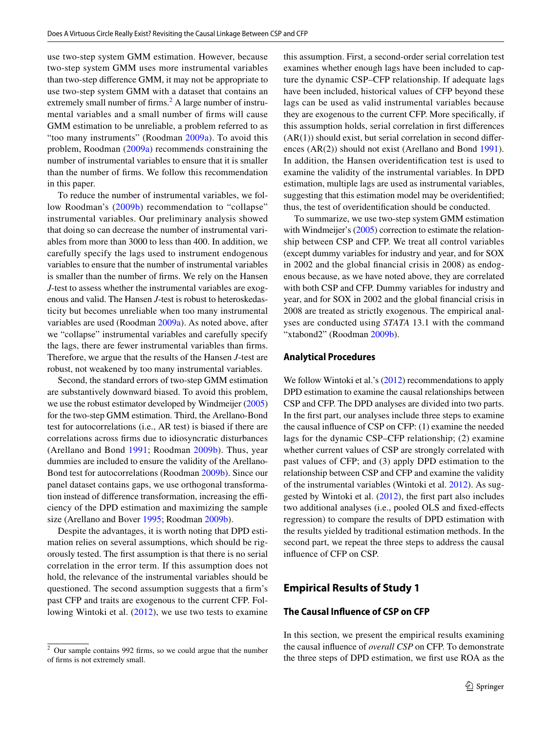use two-step system GMM estimation. However, because two-step system GMM uses more instrumental variables than two-step difference GMM, it may not be appropriate to use two-step system GMM with a dataset that contains an extremely small number of firms.[2] A large number of instrumental variables and a small number of firms will cause GMM estimation to be unreliable, a problem referred to as "too many instruments" (Roodman 2009a). To avoid this problem, Roodman (2009a) recommends constraining the number of instrumental variables to ensure that it is smaller than the number of firms. We follow this recommendation in this paper.

To reduce the number of instrumental variables, we follow Roodman's (2009b) recommendation to "collapse" instrumental variables. Our preliminary analysis showed that doing so can decrease the number of instrumental variables from more than 3000 to less than 400. In addition, we carefully specify the lags used to instrument endogenous variables to ensure that the number of instrumental variables is smaller than the number of firms. We rely on the Hansen *J*-test to assess whether the instrumental variables are exogenous and valid. The Hansen *J*-test is robust to heteroskedasticity but becomes unreliable when too many instrumental variables are used (Roodman 2009a). As noted above, after we "collapse" instrumental variables and carefully specify the lags, there are fewer instrumental variables than firms. Therefore, we argue that the results of the Hansen *J*-test are robust, not weakened by too many instrumental variables.

Second, the standard errors of two-step GMM estimation are substantively downward biased. To avoid this problem, we use the robust estimator developed by Windmeijer (2005) for the two-step GMM estimation. Third, the Arellano-Bond test for autocorrelations (i.e., AR test) is biased if there are correlations across firms due to idiosyncratic disturbances (Arellano and Bond 1991; Roodman 2009b). Thus, year dummies are included to ensure the validity of the Arellano-Bond test for autocorrelations (Roodman 2009b). Since our panel dataset contains gaps, we use orthogonal transformation instead of difference transformation, increasing the efficiency of the DPD estimation and maximizing the sample size (Arellano and Bover 1995; Roodman 2009b).

Despite the advantages, it is worth noting that DPD estimation relies on several assumptions, which should be rigorously tested. The first assumption is that there is no serial correlation in the error term. If this assumption does not hold, the relevance of the instrumental variables should be questioned. The second assumption suggests that a firm's past CFP and traits are exogenous to the current CFP. Following Wintoki et al. (2012), we use two tests to examine this assumption. First, a second-order serial correlation test examines whether enough lags have been included to capture the dynamic CSP–CFP relationship. If adequate lags have been included, historical values of CFP beyond these lags can be used as valid instrumental variables because they are exogenous to the current CFP. More specifically, if this assumption holds, serial correlation in first differences (AR(1)) should exist, but serial correlation in second differences (AR(2)) should not exist (Arellano and Bond 1991). In addition, the Hansen overidentification test is used to examine the validity of the instrumental variables. In DPD estimation, multiple lags are used as instrumental variables, suggesting that this estimation model may be overidentified; thus, the test of overidentification should be conducted.

To summarize, we use two-step system GMM estimation with Windmeijer's (2005) correction to estimate the relationship between CSP and CFP. We treat all control variables (except dummy variables for industry and year, and for SOX in 2002 and the global financial crisis in 2008) as endogenous because, as we have noted above, they are correlated with both CSP and CFP. Dummy variables for industry and year, and for SOX in 2002 and the global financial crisis in 2008 are treated as strictly exogenous. The empirical analyses are conducted using *STATA* 13.1 with the command "xtabond2" (Roodman 2009b).

### Analytical Procedures

We follow Wintoki et al.'s (2012) recommendations to apply DPD estimation to examine the causal relationships between CSP and CFP. The DPD analyses are divided into two parts. In the first part, our analyses include three steps to examine the causal influence of CSP on CFP: (1) examine the needed lags for the dynamic CSP–CFP relationship; (2) examine whether current values of CSP are strongly correlated with past values of CFP; and (3) apply DPD estimation to the relationship between CSP and CFP and examine the validity of the instrumental variables (Wintoki et al. 2012). As suggested by Wintoki et al. (2012), the first part also includes two additional analyses (i.e., pooled OLS and fixed-effects regression) to compare the results of DPD estimation with the results yielded by traditional estimation methods. In the second part, we repeat the three steps to address the causal influence of CFP on CSP.

## Empirical Results of Study 1

### The Causal Influence of CSP on CFP

In this section, we present the empirical results examining the causal influence of *overall CSP* on CFP. To demonstrate the three steps of DPD estimation, we first use ROA as the

[2] Our sample contains 992 firms, so we could argue that the number of firms is not extremely small.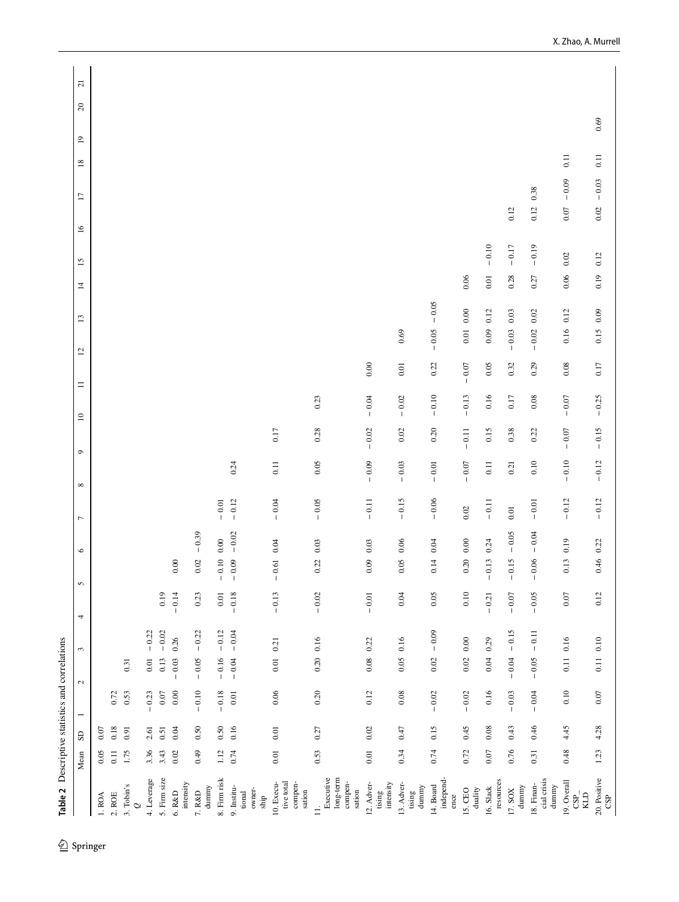**Table 2** Descriptive statistics and correlations

| | Mean | SD | 1 | 2 | 3 | 4 | 5 | 6 | 7 | 8 | 9 | 10 | 11 | 12 | 13 | 14 | 15 | 16 | 17 | 18 | 19 | 20 | 21 |
|---|---|---|---|---|---|---|---|---|---|---|---|---|---|---|---|---|---|---|---|---|---|---|---|
| 1. ROA | 0.05 | 0.07 | | | | | | | | | | | | | | | | | | | | | |
| 2. ROE | 0.11 | 0.18 | 0.72 | | | | | | | | | | | | | | | | | | | | |
| 3. Tobin's *Q* | 1.75 | 0.91 | 0.53 | 0.31 | | | | | | | | | | | | | | | | | | | |
| 4. Leverage | 3.36 | 2.61 | − 0.23 | 0.01 | − 0.22 | | | | | | | | | | | | | | | | | | |
| 5. Firm size | 3.43 | 0.51 | 0.07 | 0.13 | − 0.02 | 0.19 | | | | | | | | | | | | | | | | | |
| 6. R&D intensity | 0.02 | 0.04 | 0.00 | − 0.03 | 0.26 | − 0.14 | 0.00 | | | | | | | | | | | | | | | | |
| 7. R&D dummy | 0.49 | 0.50 | − 0.10 | − 0.05 | − 0.22 | 0.23 | 0.02 | − 0.39 | | | | | | | | | | | | | | | |
| 8. Firm risk | 1.12 | 0.50 | − 0.18 | − 0.16 | − 0.12 | 0.01 | − 0.10 | 0.00 | − 0.01 | | | | | | | | | | | | | | |
| 9. Institutional ownership | 0.74 | 0.16 | 0.01 | − 0.04 | − 0.04 | − 0.18 | − 0.09 | − 0.02 | − 0.12 | 0.24 | | | | | | | | | | | | | |
| 10. Executive total compensation | 0.01 | 0.01 | 0.06 | 0.01 | 0.21 | − 0.13 | − 0.61 | 0.04 | − 0.04 | 0.11 | 0.17 | | | | | | | | | | | | |
| 11. Executive long-term compensation | 0.53 | 0.27 | 0.20 | 0.20 | 0.16 | − 0.02 | 0.22 | 0.03 | − 0.05 | 0.05 | 0.28 | 0.23 | | | | | | | | | | | |
| 12. Advertising intensity | 0.01 | 0.02 | 0.12 | 0.08 | 0.22 | − 0.01 | 0.09 | 0.03 | − 0.11 | − 0.09 | − 0.02 | − 0.04 | 0.00 | | | | | | | | | | |
| 13. Advertising dummy | 0.34 | 0.47 | 0.08 | 0.05 | 0.16 | 0.04 | 0.05 | 0.06 | − 0.15 | − 0.03 | 0.02 | − 0.02 | 0.01 | 0.69 | | | | | | | | | |
| 14. Board independence | 0.74 | 0.15 | − 0.02 | 0.02 | − 0.09 | 0.05 | 0.14 | 0.04 | − 0.06 | − 0.01 | 0.20 | − 0.10 | 0.22 | − 0.05 | − 0.05 | | | | | | | | |
| 15. CEO duality | 0.72 | 0.45 | − 0.02 | 0.02 | 0.00 | 0.10 | 0.20 | 0.00 | 0.02 | − 0.07 | − 0.11 | − 0.13 | − 0.07 | 0.01 | 0.00 | 0.06 | | | | | | | |
| 16. Slack resources | 0.07 | 0.08 | 0.16 | 0.04 | 0.29 | − 0.21 | − 0.13 | 0.24 | − 0.11 | 0.11 | 0.15 | 0.16 | 0.05 | 0.09 | 0.12 | 0.01 | − 0.10 | | | | | | |
| 17. SOX dummy | 0.76 | 0.43 | − 0.03 | − 0.04 | − 0.15 | − 0.07 | − 0.15 | − 0.05 | 0.01 | 0.21 | 0.38 | 0.17 | 0.32 | − 0.03 | 0.03 | 0.28 | − 0.17 | 0.12 | | | | | |
| 18. Financial crisis dummy | 0.31 | 0.46 | − 0.04 | − 0.05 | − 0.11 | − 0.05 | − 0.06 | − 0.04 | − 0.01 | 0.10 | 0.22 | 0.08 | 0.29 | − 0.02 | 0.02 | 0.27 | − 0.19 | 0.12 | 0.38 | | | | |
| 19. Overall CSP_KLD | 0.48 | 4.45 | 0.10 | 0.11 | 0.16 | 0.07 | 0.13 | 0.19 | − 0.12 | − 0.10 | − 0.07 | − 0.07 | 0.08 | 0.16 | 0.12 | 0.06 | 0.02 | 0.07 | − 0.09 | 0.11 | | | |
| 20. Positive CSP | 1.23 | 4.28 | 0.07 | 0.11 | 0.10 | 0.12 | 0.46 | 0.22 | − 0.12 | − 0.12 | − 0.15 | − 0.25 | 0.17 | 0.15 | 0.09 | 0.19 | 0.12 | 0.02 | − 0.03 | 0.11 | 0.69 | | |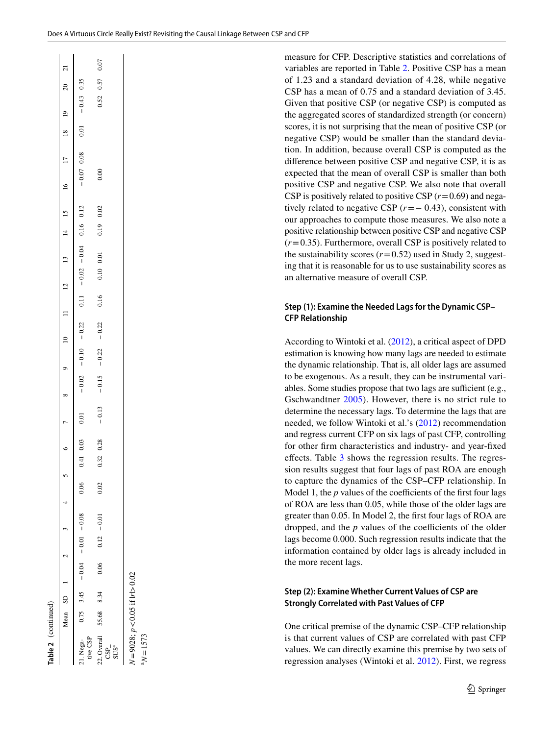**Table 2** (continued)

| | Mean | SD | 1 | 2 | 3 | 4 | 5 | 6 | 7 | 8 | 9 | 10 | 11 | 12 | 13 | 14 | 15 | 16 | 17 | 18 | 19 | 20 | 21 |
|---|---|---|---|---|---|---|---|---|---|---|---|---|---|---|---|---|---|---|---|---|---|---|---|
| 21. Negative CSP | 0.75 | 3.45 | −0.04 | −0.01 | −0.08 | 0.06 | 0.41 | 0.03 | 0.01 | −0.02 | −0.10 | −0.22 | 0.11 | −0.02 | −0.04 | 0.16 | 0.12 | −0.07 | 0.08 | 0.01 | −0.43 | 0.35 | |
| 22. Overall CSP_SUS[a] | 55.68 | 8.34 | 0.06 | 0.12 | −0.01 | 0.02 | 0.32 | 0.28 | −0.13 | −0.15 | −0.22 | −0.22 | 0.16 | 0.10 | 0.01 | 0.19 | 0.02 | 0.00 | | | 0.52 | 0.57 | 0.07 |

$N=9028$; $p<0.05$ if $|r|>0.02$

[a] $N=1573$

measure for CFP. Descriptive statistics and correlations of variables are reported in Table 2. Positive CSP has a mean of 1.23 and a standard deviation of 4.28, while negative CSP has a mean of 0.75 and a standard deviation of 3.45. Given that positive CSP (or negative CSP) is computed as the aggregated scores of standardized strength (or concern) scores, it is not surprising that the mean of positive CSP (or negative CSP) would be smaller than the standard deviation. In addition, because overall CSP is computed as the difference between positive CSP and negative CSP, it is as expected that the mean of overall CSP is smaller than both positive CSP and negative CSP. We also note that overall CSP is positively related to positive CSP ($r=0.69$) and negatively related to negative CSP ($r=-0.43$), consistent with our approaches to compute those measures. We also note a positive relationship between positive CSP and negative CSP ($r=0.35$). Furthermore, overall CSP is positively related to the sustainability scores ($r=0.52$) used in Study 2, suggesting that it is reasonable for us to use sustainability scores as an alternative measure of overall CSP.

### Step (1): Examine the Needed Lags for the Dynamic CSP–CFP Relationship

According to Wintoki et al. (2012), a critical aspect of DPD estimation is knowing how many lags are needed to estimate the dynamic relationship. That is, all older lags are assumed to be exogenous. As a result, they can be instrumental variables. Some studies propose that two lags are sufficient (e.g., Gschwandtner 2005). However, there is no strict rule to determine the necessary lags. To determine the lags that are needed, we follow Wintoki et al.'s (2012) recommendation and regress current CFP on six lags of past CFP, controlling for other firm characteristics and industry- and year-fixed effects. Table 3 shows the regression results. The regression results suggest that four lags of past ROA are enough to capture the dynamics of the CSP–CFP relationship. In Model 1, the $p$ values of the coefficients of the first four lags of ROA are less than 0.05, while those of the older lags are greater than 0.05. In Model 2, the first four lags of ROA are dropped, and the $p$ values of the coefficients of the older lags become 0.000. Such regression results indicate that the information contained by older lags is already included in the more recent lags.

### Step (2): Examine Whether Current Values of CSP are Strongly Correlated with Past Values of CFP

One critical premise of the dynamic CSP–CFP relationship is that current values of CSP are correlated with past CFP values. We can directly examine this premise by two sets of regression analyses (Wintoki et al. 2012). First, we regress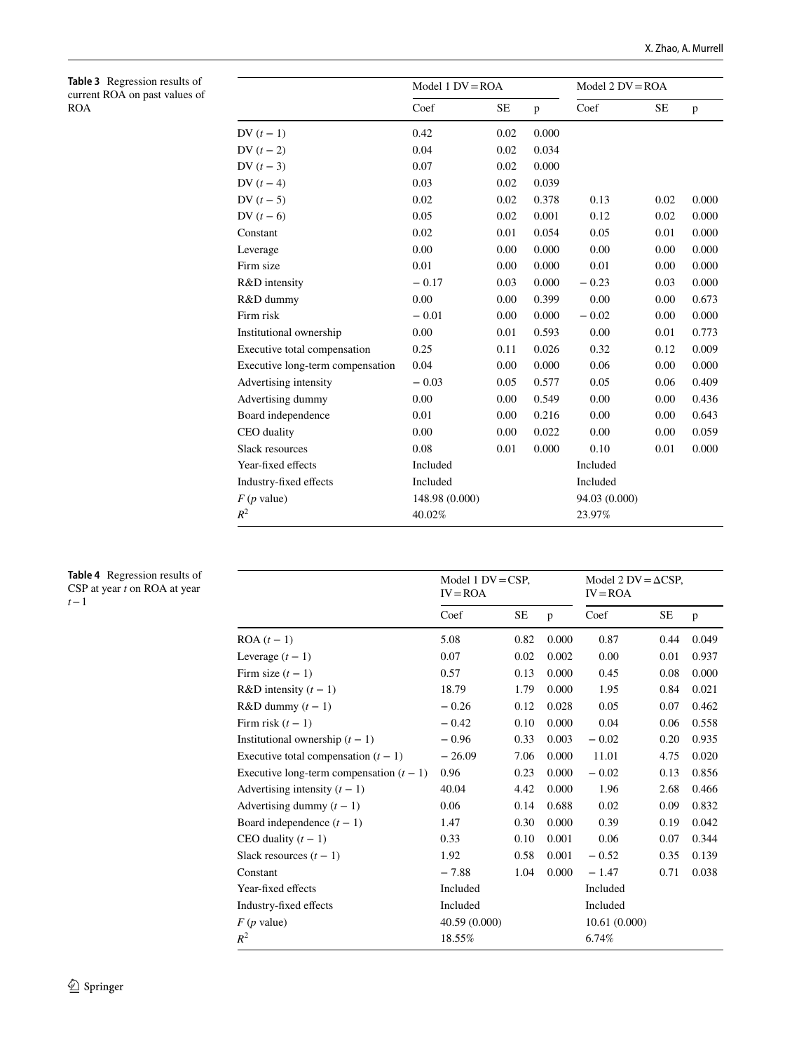**Table 3** Regression results of current ROA on past values of ROA

| | Model 1 DV = ROA | | | Model 2 DV = ROA | | |
|---|---|---|---|---|---|---|
| | Coef | SE | p | Coef | SE | p |
| DV ($t-1$) | 0.42 | 0.02 | 0.000 | | | |
| DV ($t-2$) | 0.04 | 0.02 | 0.034 | | | |
| DV ($t-3$) | 0.07 | 0.02 | 0.000 | | | |
| DV ($t-4$) | 0.03 | 0.02 | 0.039 | | | |
| DV ($t-5$) | 0.02 | 0.02 | 0.378 | 0.13 | 0.02 | 0.000 |
| DV ($t-6$) | 0.05 | 0.02 | 0.001 | 0.12 | 0.02 | 0.000 |
| Constant | 0.02 | 0.01 | 0.054 | 0.05 | 0.01 | 0.000 |
| Leverage | 0.00 | 0.00 | 0.000 | 0.00 | 0.00 | 0.000 |
| Firm size | 0.01 | 0.00 | 0.000 | 0.01 | 0.00 | 0.000 |
| R&D intensity | − 0.17 | 0.03 | 0.000 | − 0.23 | 0.03 | 0.000 |
| R&D dummy | 0.00 | 0.00 | 0.399 | 0.00 | 0.00 | 0.673 |
| Firm risk | − 0.01 | 0.00 | 0.000 | − 0.02 | 0.00 | 0.000 |
| Institutional ownership | 0.00 | 0.01 | 0.593 | 0.00 | 0.01 | 0.773 |
| Executive total compensation | 0.25 | 0.11 | 0.026 | 0.32 | 0.12 | 0.009 |
| Executive long-term compensation | 0.04 | 0.00 | 0.000 | 0.06 | 0.00 | 0.000 |
| Advertising intensity | − 0.03 | 0.05 | 0.577 | 0.05 | 0.06 | 0.409 |
| Advertising dummy | 0.00 | 0.00 | 0.549 | 0.00 | 0.00 | 0.436 |
| Board independence | 0.01 | 0.00 | 0.216 | 0.00 | 0.00 | 0.643 |
| CEO duality | 0.00 | 0.00 | 0.022 | 0.00 | 0.00 | 0.059 |
| Slack resources | 0.08 | 0.01 | 0.000 | 0.10 | 0.01 | 0.000 |
| Year-fixed effects | Included | | | Included | | |
| Industry-fixed effects | Included | | | Included | | |
| $F$ ($p$ value) | 148.98 (0.000) | | | 94.03 (0.000) | | |
| $R^2$ | 40.02% | | | 23.97% | | |

**Table 4** Regression results of CSP at year $t$ on ROA at year $t-1$

| | Model 1 DV = CSP, IV = ROA | | | Model 2 DV = ΔCSP, IV = ROA | | |
|---|---|---|---|---|---|---|
| | Coef | SE | p | Coef | SE | p |
| ROA ($t-1$) | 5.08 | 0.82 | 0.000 | 0.87 | 0.44 | 0.049 |
| Leverage ($t-1$) | 0.07 | 0.02 | 0.002 | 0.00 | 0.01 | 0.937 |
| Firm size ($t-1$) | 0.57 | 0.13 | 0.000 | 0.45 | 0.08 | 0.000 |
| R&D intensity ($t-1$) | 18.79 | 1.79 | 0.000 | 1.95 | 0.84 | 0.021 |
| R&D dummy ($t-1$) | − 0.26 | 0.12 | 0.028 | 0.05 | 0.07 | 0.462 |
| Firm risk ($t-1$) | − 0.42 | 0.10 | 0.000 | 0.04 | 0.06 | 0.558 |
| Institutional ownership ($t-1$) | − 0.96 | 0.33 | 0.003 | − 0.02 | 0.20 | 0.935 |
| Executive total compensation ($t-1$) | − 26.09 | 7.06 | 0.000 | 11.01 | 4.75 | 0.020 |
| Executive long-term compensation ($t-1$) | 0.96 | 0.23 | 0.000 | − 0.02 | 0.13 | 0.856 |
| Advertising intensity ($t-1$) | 40.04 | 4.42 | 0.000 | 1.96 | 2.68 | 0.466 |
| Advertising dummy ($t-1$) | 0.06 | 0.14 | 0.688 | 0.02 | 0.09 | 0.832 |
| Board independence ($t-1$) | 1.47 | 0.30 | 0.000 | 0.39 | 0.19 | 0.042 |
| CEO duality ($t-1$) | 0.33 | 0.10 | 0.001 | 0.06 | 0.07 | 0.344 |
| Slack resources ($t-1$) | 1.92 | 0.58 | 0.001 | − 0.52 | 0.35 | 0.139 |
| Constant | − 7.88 | 1.04 | 0.000 | − 1.47 | 0.71 | 0.038 |
| Year-fixed effects | Included | | | Included | | |
| Industry-fixed effects | Included | | | Included | | |
| $F$ ($p$ value) | 40.59 (0.000) | | | 10.61 (0.000) | | |
| $R^2$ | 18.55% | | | 6.74% | | |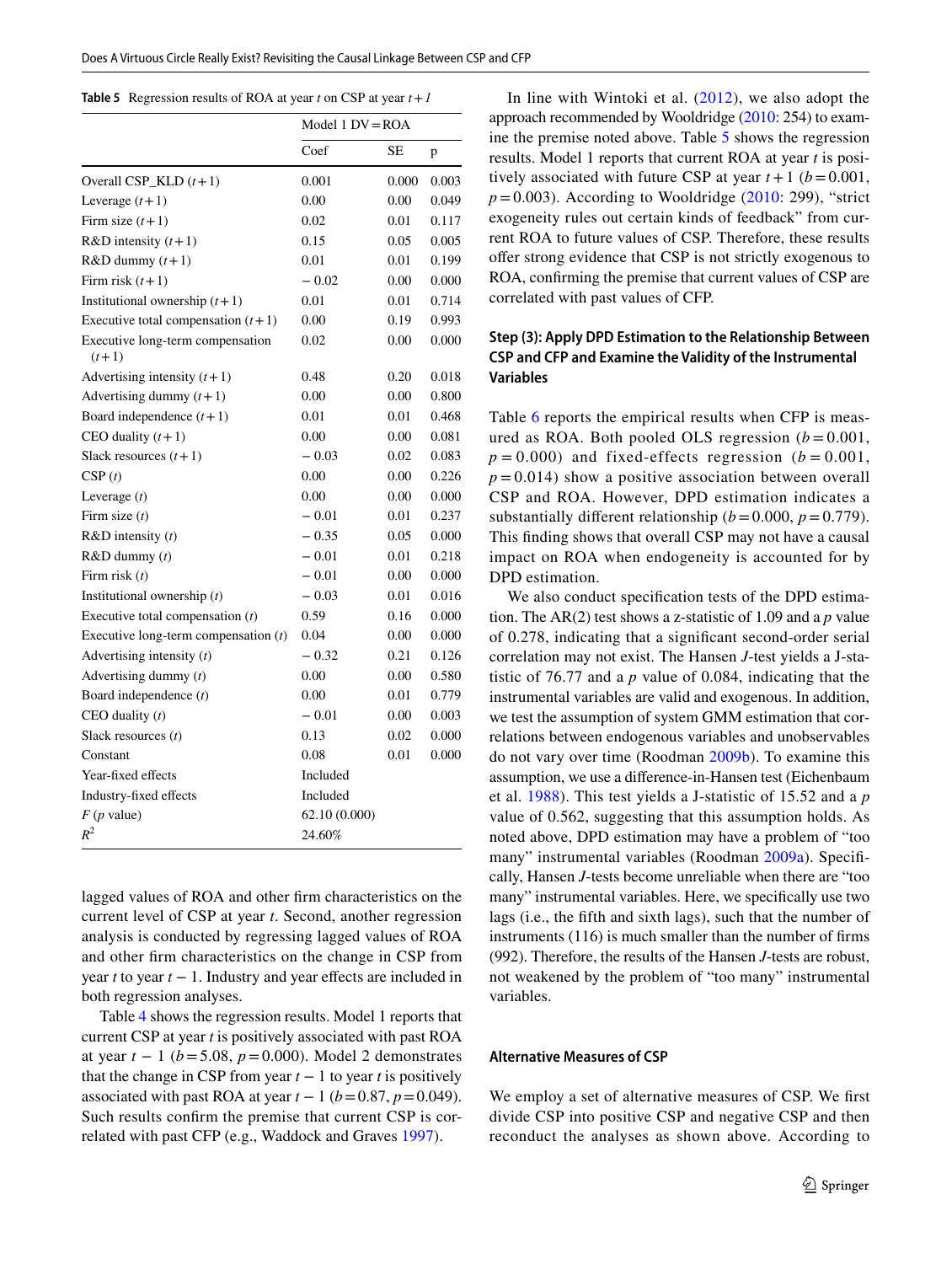**Table 5** Regression results of ROA at year *t* on CSP at year *t+1*

| | Model 1 DV = ROA | | |
|---|---|---|---|
| | Coef | SE | p |
| Overall CSP_KLD (*t*+1) | 0.001 | 0.000 | 0.003 |
| Leverage (*t*+1) | 0.00 | 0.00 | 0.049 |
| Firm size (*t*+1) | 0.02 | 0.01 | 0.117 |
| R&D intensity (*t*+1) | 0.15 | 0.05 | 0.005 |
| R&D dummy (*t*+1) | 0.01 | 0.01 | 0.199 |
| Firm risk (*t*+1) | − 0.02 | 0.00 | 0.000 |
| Institutional ownership (*t*+1) | 0.01 | 0.01 | 0.714 |
| Executive total compensation (*t*+1) | 0.00 | 0.19 | 0.993 |
| Executive long-term compensation (*t*+1) | 0.02 | 0.00 | 0.000 |
| Advertising intensity (*t*+1) | 0.48 | 0.20 | 0.018 |
| Advertising dummy (*t*+1) | 0.00 | 0.00 | 0.800 |
| Board independence (*t*+1) | 0.01 | 0.01 | 0.468 |
| CEO duality (*t*+1) | 0.00 | 0.00 | 0.081 |
| Slack resources (*t*+1) | − 0.03 | 0.02 | 0.083 |
| CSP (*t*) | 0.00 | 0.00 | 0.226 |
| Leverage (*t*) | 0.00 | 0.00 | 0.000 |
| Firm size (*t*) | − 0.01 | 0.01 | 0.237 |
| R&D intensity (*t*) | − 0.35 | 0.05 | 0.000 |
| R&D dummy (*t*) | − 0.01 | 0.01 | 0.218 |
| Firm risk (*t*) | − 0.01 | 0.00 | 0.000 |
| Institutional ownership (*t*) | − 0.03 | 0.01 | 0.016 |
| Executive total compensation (*t*) | 0.59 | 0.16 | 0.000 |
| Executive long-term compensation (*t*) | 0.04 | 0.00 | 0.000 |
| Advertising intensity (*t*) | − 0.32 | 0.21 | 0.126 |
| Advertising dummy (*t*) | 0.00 | 0.00 | 0.580 |
| Board independence (*t*) | 0.00 | 0.01 | 0.779 |
| CEO duality (*t*) | − 0.01 | 0.00 | 0.003 |
| Slack resources (*t*) | 0.13 | 0.02 | 0.000 |
| Constant | 0.08 | 0.01 | 0.000 |
| Year-fixed effects | Included | | |
| Industry-fixed effects | Included | | |
| *F* (*p* value) | 62.10 (0.000) | | |
| $R^2$ | 24.60% | | |

lagged values of ROA and other firm characteristics on the current level of CSP at year *t*. Second, another regression analysis is conducted by regressing lagged values of ROA and other firm characteristics on the change in CSP from year *t* to year *t* − 1. Industry and year effects are included in both regression analyses.

Table 4 shows the regression results. Model 1 reports that current CSP at year *t* is positively associated with past ROA at year *t* − 1 ($b = 5.08$, $p = 0.000$). Model 2 demonstrates that the change in CSP from year *t* − 1 to year *t* is positively associated with past ROA at year *t* − 1 ($b = 0.87$, $p = 0.049$). Such results confirm the premise that current CSP is correlated with past CFP (e.g., Waddock and Graves 1997).

In line with Wintoki et al. (2012), we also adopt the approach recommended by Wooldridge (2010: 254) to examine the premise noted above. Table 5 shows the regression results. Model 1 reports that current ROA at year *t* is positively associated with future CSP at year *t*+1 ($b = 0.001$, $p = 0.003$). According to Wooldridge (2010: 299), "strict exogeneity rules out certain kinds of feedback" from current ROA to future values of CSP. Therefore, these results offer strong evidence that CSP is not strictly exogenous to ROA, confirming the premise that current values of CSP are correlated with past values of CFP.

### Step (3): Apply DPD Estimation to the Relationship Between CSP and CFP and Examine the Validity of the Instrumental Variables

Table 6 reports the empirical results when CFP is measured as ROA. Both pooled OLS regression ($b = 0.001$, $p = 0.000$) and fixed-effects regression ($b = 0.001$, $p = 0.014$) show a positive association between overall CSP and ROA. However, DPD estimation indicates a substantially different relationship ($b = 0.000$, $p = 0.779$). This finding shows that overall CSP may not have a causal impact on ROA when endogeneity is accounted for by DPD estimation.

We also conduct specification tests of the DPD estimation. The AR(2) test shows a z-statistic of 1.09 and a *p* value of 0.278, indicating that a significant second-order serial correlation may not exist. The Hansen *J*-test yields a J-statistic of 76.77 and a *p* value of 0.084, indicating that the instrumental variables are valid and exogenous. In addition, we test the assumption of system GMM estimation that correlations between endogenous variables and unobservables do not vary over time (Roodman 2009b). To examine this assumption, we use a difference-in-Hansen test (Eichenbaum et al. 1988). This test yields a J-statistic of 15.52 and a *p* value of 0.562, suggesting that this assumption holds. As noted above, DPD estimation may have a problem of "too many" instrumental variables (Roodman 2009a). Specifically, Hansen *J*-tests become unreliable when there are "too many" instrumental variables. Here, we specifically use two lags (i.e., the fifth and sixth lags), such that the number of instruments (116) is much smaller than the number of firms (992). Therefore, the results of the Hansen *J*-tests are robust, not weakened by the problem of "too many" instrumental variables.

### Alternative Measures of CSP

We employ a set of alternative measures of CSP. We first divide CSP into positive CSP and negative CSP and then reconduct the analyses as shown above. According to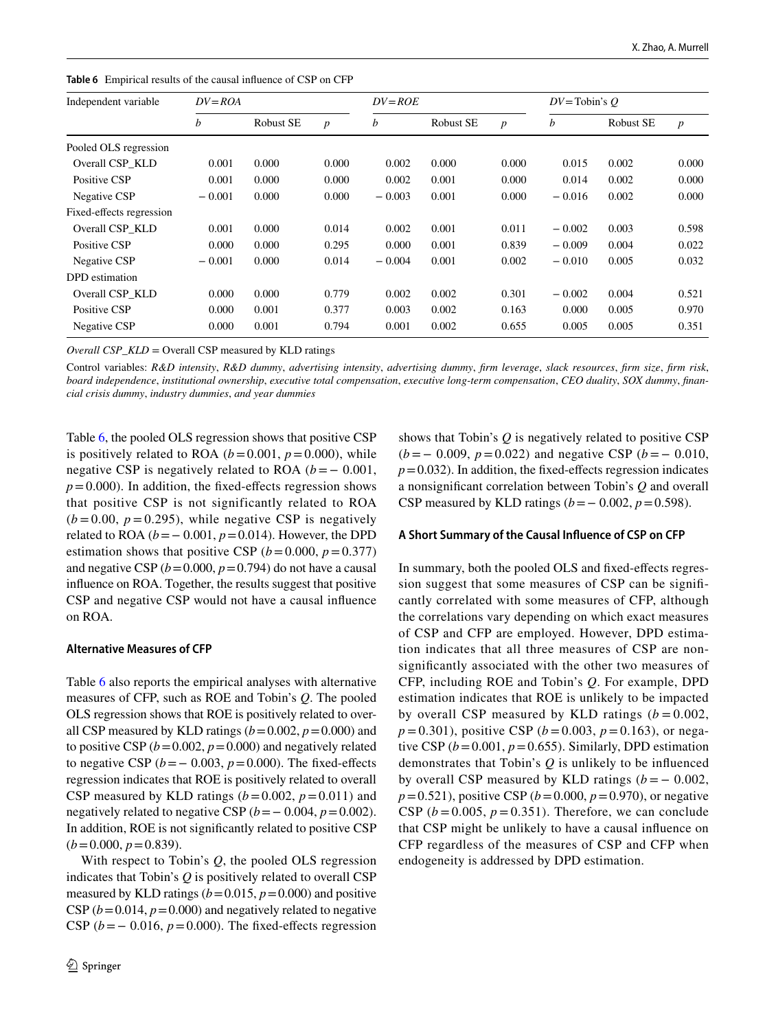**Table 6** Empirical results of the causal influence of CSP on CFP

| Independent variable | *DV* = *ROA* | | | *DV* = *ROE* | | | *DV* = Tobin's *Q* | | |
|---|---|---|---|---|---|---|---|---|---|
| | *b* | Robust SE | *p* | *b* | Robust SE | *p* | *b* | Robust SE | *p* |
| Pooled OLS regression | | | | | | | | | |
| Overall CSP_KLD | 0.001 | 0.000 | 0.000 | 0.002 | 0.000 | 0.000 | 0.015 | 0.002 | 0.000 |
| Positive CSP | 0.001 | 0.000 | 0.000 | 0.002 | 0.001 | 0.000 | 0.014 | 0.002 | 0.000 |
| Negative CSP | − 0.001 | 0.000 | 0.000 | − 0.003 | 0.001 | 0.000 | − 0.016 | 0.002 | 0.000 |
| Fixed-effects regression | | | | | | | | | |
| Overall CSP_KLD | 0.001 | 0.000 | 0.014 | 0.002 | 0.001 | 0.011 | − 0.002 | 0.003 | 0.598 |
| Positive CSP | 0.000 | 0.000 | 0.295 | 0.000 | 0.001 | 0.839 | − 0.009 | 0.004 | 0.022 |
| Negative CSP | − 0.001 | 0.000 | 0.014 | − 0.004 | 0.001 | 0.002 | − 0.010 | 0.005 | 0.032 |
| DPD estimation | | | | | | | | | |
| Overall CSP_KLD | 0.000 | 0.000 | 0.779 | 0.002 | 0.002 | 0.301 | − 0.002 | 0.004 | 0.521 |
| Positive CSP | 0.000 | 0.001 | 0.377 | 0.003 | 0.002 | 0.163 | 0.000 | 0.005 | 0.970 |
| Negative CSP | 0.000 | 0.001 | 0.794 | 0.001 | 0.002 | 0.655 | 0.005 | 0.005 | 0.351 |

*Overall CSP_KLD* = Overall CSP measured by KLD ratings

Control variables: *R&D intensity*, *R&D dummy*, *advertising intensity*, *advertising dummy*, *firm leverage*, *slack resources*, *firm size*, *firm risk*, *board independence*, *institutional ownership*, *executive total compensation*, *executive long-term compensation*, *CEO duality*, *SOX dummy*, *financial crisis dummy*, *industry dummies*, and *year dummies*

Table 6, the pooled OLS regression shows that positive CSP is positively related to ROA ($b = 0.001$, $p = 0.000$), while negative CSP is negatively related to ROA ($b = -0.001$, $p = 0.000$). In addition, the fixed-effects regression shows that positive CSP is not significantly related to ROA ($b = 0.00$, $p = 0.295$), while negative CSP is negatively related to ROA ($b = -0.001$, $p = 0.014$). However, the DPD estimation shows that positive CSP ($b = 0.000$, $p = 0.377$) and negative CSP ($b = 0.000$, $p = 0.794$) do not have a causal influence on ROA. Together, the results suggest that positive CSP and negative CSP would not have a causal influence on ROA.

### Alternative Measures of CFP

Table 6 also reports the empirical analyses with alternative measures of CFP, such as ROE and Tobin's $Q$. The pooled OLS regression shows that ROE is positively related to overall CSP measured by KLD ratings ($b = 0.002$, $p = 0.000$) and to positive CSP ($b = 0.002$, $p = 0.000$) and negatively related to negative CSP ($b = -0.003$, $p = 0.000$). The fixed-effects regression indicates that ROE is positively related to overall CSP measured by KLD ratings ($b = 0.002$, $p = 0.011$) and negatively related to negative CSP ($b = -0.004$, $p = 0.002$). In addition, ROE is not significantly related to positive CSP ($b = 0.000$, $p = 0.839$).

With respect to Tobin's $Q$, the pooled OLS regression indicates that Tobin's $Q$ is positively related to overall CSP measured by KLD ratings ($b = 0.015$, $p = 0.000$) and positive CSP ($b = 0.014$, $p = 0.000$) and negatively related to negative CSP ($b = -0.016$, $p = 0.000$). The fixed-effects regression shows that Tobin's $Q$ is negatively related to positive CSP ($b = -0.009$, $p = 0.022$) and negative CSP ($b = -0.010$, $p = 0.032$). In addition, the fixed-effects regression indicates a nonsignificant correlation between Tobin's $Q$ and overall CSP measured by KLD ratings ($b = -0.002$, $p = 0.598$).

### A Short Summary of the Causal Influence of CSP on CFP

In summary, both the pooled OLS and fixed-effects regression suggest that some measures of CSP can be significantly correlated with some measures of CFP, although the correlations vary depending on which exact measures of CSP and CFP are employed. However, DPD estimation indicates that all three measures of CSP are nonsignificantly associated with the other two measures of CFP, including ROE and Tobin's $Q$. For example, DPD estimation indicates that ROE is unlikely to be impacted by overall CSP measured by KLD ratings ($b = 0.002$, $p = 0.301$), positive CSP ($b = 0.003$, $p = 0.163$), or negative CSP ($b = 0.001$, $p = 0.655$). Similarly, DPD estimation demonstrates that Tobin's $Q$ is unlikely to be influenced by overall CSP measured by KLD ratings ($b = -0.002$, $p = 0.521$), positive CSP ($b = 0.000$, $p = 0.970$), or negative CSP ($b = 0.005$, $p = 0.351$). Therefore, we can conclude that CSP might be unlikely to have a causal influence on CFP regardless of the measures of CSP and CFP when endogeneity is addressed by DPD estimation.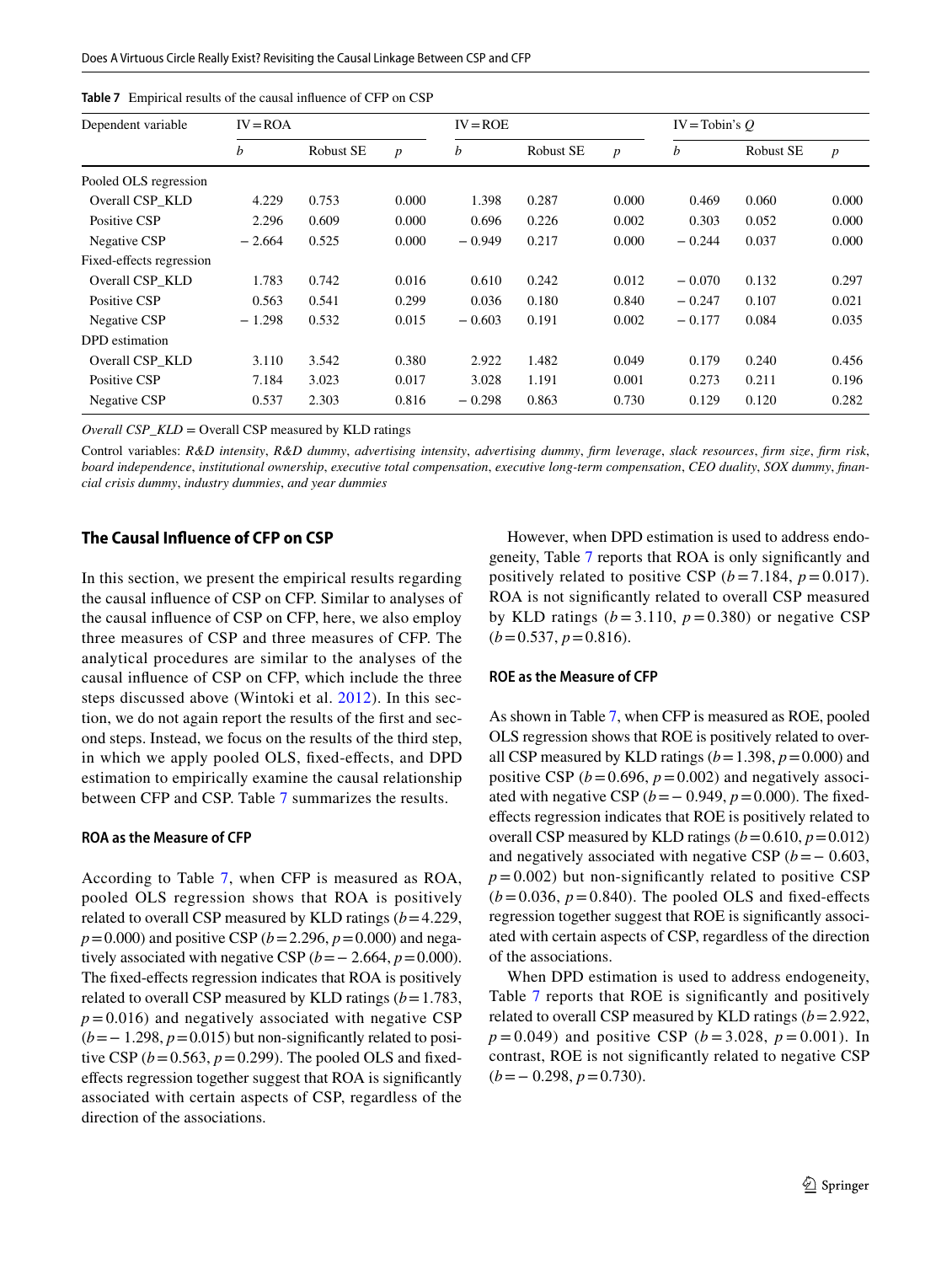**Table 7** Empirical results of the causal influence of CFP on CSP

| Dependent variable | IV = ROA | | | IV = ROE | | | IV = Tobin's *Q* | | |
|---|---|---|---|---|---|---|---|---|---|
| | *b* | Robust SE | *p* | *b* | Robust SE | *p* | *b* | Robust SE | *p* |
| Pooled OLS regression | | | | | | | | | |
| Overall CSP_KLD | 4.229 | 0.753 | 0.000 | 1.398 | 0.287 | 0.000 | 0.469 | 0.060 | 0.000 |
| Positive CSP | 2.296 | 0.609 | 0.000 | 0.696 | 0.226 | 0.002 | 0.303 | 0.052 | 0.000 |
| Negative CSP | − 2.664 | 0.525 | 0.000 | − 0.949 | 0.217 | 0.000 | − 0.244 | 0.037 | 0.000 |
| Fixed-effects regression | | | | | | | | | |
| Overall CSP_KLD | 1.783 | 0.742 | 0.016 | 0.610 | 0.242 | 0.012 | − 0.070 | 0.132 | 0.297 |
| Positive CSP | 0.563 | 0.541 | 0.299 | 0.036 | 0.180 | 0.840 | − 0.247 | 0.107 | 0.021 |
| Negative CSP | − 1.298 | 0.532 | 0.015 | − 0.603 | 0.191 | 0.002 | − 0.177 | 0.084 | 0.035 |
| DPD estimation | | | | | | | | | |
| Overall CSP_KLD | 3.110 | 3.542 | 0.380 | 2.922 | 1.482 | 0.049 | 0.179 | 0.240 | 0.456 |
| Positive CSP | 7.184 | 3.023 | 0.017 | 3.028 | 1.191 | 0.001 | 0.273 | 0.211 | 0.196 |
| Negative CSP | 0.537 | 2.303 | 0.816 | − 0.298 | 0.863 | 0.730 | 0.129 | 0.120 | 0.282 |

*Overall CSP_KLD* = Overall CSP measured by KLD ratings

Control variables: *R&D intensity*, *R&D dummy*, *advertising intensity*, *advertising dummy*, *firm leverage*, *slack resources*, *firm size*, *firm risk*, *board independence*, *institutional ownership*, *executive total compensation*, *executive long-term compensation*, *CEO duality*, *SOX dummy*, *financial crisis dummy*, *industry dummies*, *and year dummies*

### The Causal Influence of CFP on CSP

In this section, we present the empirical results regarding the causal influence of CSP on CFP. Similar to analyses of the causal influence of CSP on CFP, here, we also employ three measures of CSP and three measures of CFP. The analytical procedures are similar to the analyses of the causal influence of CSP on CFP, which include the three steps discussed above (Wintoki et al. 2012). In this section, we do not again report the results of the first and second steps. Instead, we focus on the results of the third step, in which we apply pooled OLS, fixed-effects, and DPD estimation to empirically examine the causal relationship between CFP and CSP. Table 7 summarizes the results.

#### ROA as the Measure of CFP

According to Table 7, when CFP is measured as ROA, pooled OLS regression shows that ROA is positively related to overall CSP measured by KLD ratings ($b = 4.229$, $p = 0.000$) and positive CSP ($b = 2.296$, $p = 0.000$) and negatively associated with negative CSP ($b = -2.664$, $p = 0.000$). The fixed-effects regression indicates that ROA is positively related to overall CSP measured by KLD ratings ($b = 1.783$, $p = 0.016$) and negatively associated with negative CSP ($b = -1.298$, $p = 0.015$) but non-significantly related to positive CSP ($b = 0.563$, $p = 0.299$). The pooled OLS and fixed-effects regression together suggest that ROA is significantly associated with certain aspects of CSP, regardless of the direction of the associations.

However, when DPD estimation is used to address endogeneity, Table 7 reports that ROA is only significantly and positively related to positive CSP ($b = 7.184$, $p = 0.017$). ROA is not significantly related to overall CSP measured by KLD ratings ($b = 3.110$, $p = 0.380$) or negative CSP ($b = 0.537$, $p = 0.816$).

#### ROE as the Measure of CFP

As shown in Table 7, when CFP is measured as ROE, pooled OLS regression shows that ROE is positively related to overall CSP measured by KLD ratings ($b = 1.398$, $p = 0.000$) and positive CSP ($b = 0.696$, $p = 0.002$) and negatively associated with negative CSP ($b = -0.949$, $p = 0.000$). The fixed-effects regression indicates that ROE is positively related to overall CSP measured by KLD ratings ($b = 0.610$, $p = 0.012$) and negatively associated with negative CSP ($b = -0.603$, $p = 0.002$) but non-significantly related to positive CSP ($b = 0.036$, $p = 0.840$). The pooled OLS and fixed-effects regression together suggest that ROE is significantly associated with certain aspects of CSP, regardless of the direction of the associations.

When DPD estimation is used to address endogeneity, Table 7 reports that ROE is significantly and positively related to overall CSP measured by KLD ratings ($b = 2.922$, $p = 0.049$) and positive CSP ($b = 3.028$, $p = 0.001$). In contrast, ROE is not significantly related to negative CSP ($b = -0.298$, $p = 0.730$).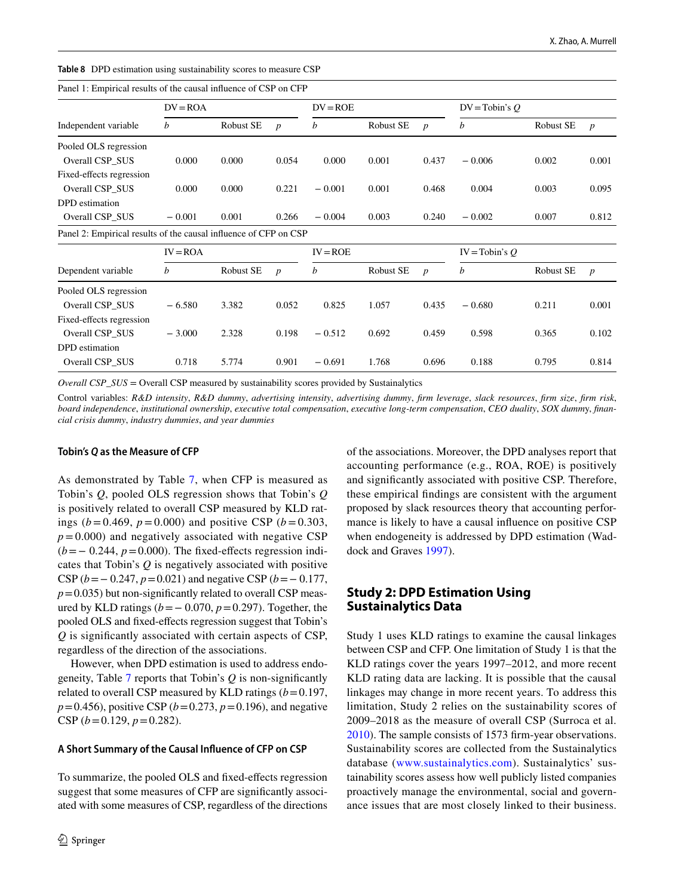**Table 8** DPD estimation using sustainability scores to measure CSP

Panel 1: Empirical results of the causal influence of CSP on CFP

| Independent variable | DV = ROA | | | DV = ROE | | | DV = Tobin's *Q* | | |
|---|---|---|---|---|---|---|---|---|---|
| | *b* | Robust SE | *p* | *b* | Robust SE | *p* | *b* | Robust SE | *p* |
| Pooled OLS regression | | | | | | | | | |
| Overall CSP_SUS | 0.000 | 0.000 | 0.054 | 0.000 | 0.001 | 0.437 | − 0.006 | 0.002 | 0.001 |
| Fixed-effects regression | | | | | | | | | |
| Overall CSP_SUS | 0.000 | 0.000 | 0.221 | − 0.001 | 0.001 | 0.468 | 0.004 | 0.003 | 0.095 |
| DPD estimation | | | | | | | | | |
| Overall CSP_SUS | − 0.001 | 0.001 | 0.266 | − 0.004 | 0.003 | 0.240 | − 0.002 | 0.007 | 0.812 |

Panel 2: Empirical results of the causal influence of CFP on CSP

| Dependent variable | IV = ROA | | | IV = ROE | | | IV = Tobin's *Q* | | |
|---|---|---|---|---|---|---|---|---|---|
| | *b* | Robust SE | *p* | *b* | Robust SE | *p* | *b* | Robust SE | *p* |
| Pooled OLS regression | | | | | | | | | |
| Overall CSP_SUS | − 6.580 | 3.382 | 0.052 | 0.825 | 1.057 | 0.435 | − 0.680 | 0.211 | 0.001 |
| Fixed-effects regression | | | | | | | | | |
| Overall CSP_SUS | − 3.000 | 2.328 | 0.198 | − 0.512 | 0.692 | 0.459 | 0.598 | 0.365 | 0.102 |
| DPD estimation | | | | | | | | | |
| Overall CSP_SUS | 0.718 | 5.774 | 0.901 | − 0.691 | 1.768 | 0.696 | 0.188 | 0.795 | 0.814 |

*Overall CSP_SUS* = Overall CSP measured by sustainability scores provided by Sustainalytics

Control variables: *R&D intensity*, *R&D dummy*, *advertising intensity*, *advertising dummy*, *firm leverage*, *slack resources*, *firm size*, *firm risk*, *board independence*, *institutional ownership*, *executive total compensation*, *executive long-term compensation*, *CEO duality*, *SOX dummy*, *financial crisis dummy*, *industry dummies*, *and year dummies*

#### Tobin's *Q* as the Measure of CFP

As demonstrated by Table 7, when CFP is measured as Tobin's *Q*, pooled OLS regression shows that Tobin's *Q* is positively related to overall CSP measured by KLD ratings ($b = 0.469$, $p = 0.000$) and positive CSP ($b = 0.303$, $p = 0.000$) and negatively associated with negative CSP ($b = -0.244$, $p = 0.000$). The fixed-effects regression indicates that Tobin's *Q* is negatively associated with positive CSP ($b = -0.247$, $p = 0.021$) and negative CSP ($b = -0.177$, $p = 0.035$) but non-significantly related to overall CSP measured by KLD ratings ($b = -0.070$, $p = 0.297$). Together, the pooled OLS and fixed-effects regression suggest that Tobin's *Q* is significantly associated with certain aspects of CSP, regardless of the direction of the associations.

However, when DPD estimation is used to address endogeneity, Table 7 reports that Tobin's *Q* is non-significantly related to overall CSP measured by KLD ratings ($b = 0.197$, $p = 0.456$), positive CSP ($b = 0.273$, $p = 0.196$), and negative CSP ($b = 0.129$, $p = 0.282$).

#### A Short Summary of the Causal Influence of CFP on CSP

To summarize, the pooled OLS and fixed-effects regression suggest that some measures of CFP are significantly associated with some measures of CSP, regardless of the directions of the associations. Moreover, the DPD analyses report that accounting performance (e.g., ROA, ROE) is positively and significantly associated with positive CSP. Therefore, these empirical findings are consistent with the argument proposed by slack resources theory that accounting performance is likely to have a causal influence on positive CSP when endogeneity is addressed by DPD estimation (Waddock and Graves 1997).

## Study 2: DPD Estimation Using Sustainalytics Data

Study 1 uses KLD ratings to examine the causal linkages between CSP and CFP. One limitation of Study 1 is that the KLD ratings cover the years 1997–2012, and more recent KLD rating data are lacking. It is possible that the causal linkages may change in more recent years. To address this limitation, Study 2 relies on the sustainability scores of 2009–2018 as the measure of overall CSP (Surroca et al. 2010). The sample consists of 1573 firm-year observations. Sustainability scores are collected from the Sustainalytics database (www.sustainalytics.com). Sustainalytics' sustainability scores assess how well publicly listed companies proactively manage the environmental, social and governance issues that are most closely linked to their business.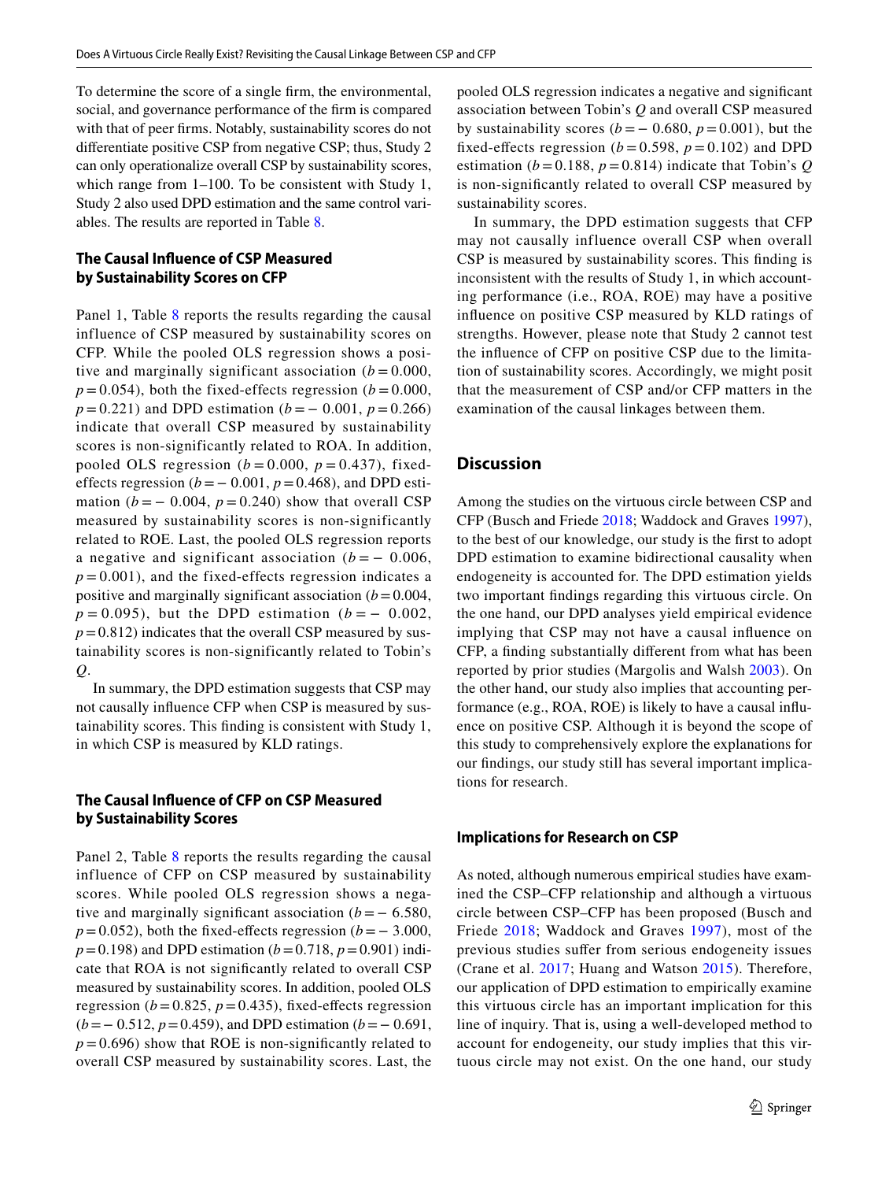To determine the score of a single firm, the environmental, social, and governance performance of the firm is compared with that of peer firms. Notably, sustainability scores do not differentiate positive CSP from negative CSP; thus, Study 2 can only operationalize overall CSP by sustainability scores, which range from 1–100. To be consistent with Study 1, Study 2 also used DPD estimation and the same control variables. The results are reported in Table 8.

### The Causal Influence of CSP Measured by Sustainability Scores on CFP

Panel 1, Table 8 reports the results regarding the causal influence of CSP measured by sustainability scores on CFP. While the pooled OLS regression shows a positive and marginally significant association ($b = 0.000$, $p = 0.054$), both the fixed-effects regression ($b = 0.000$, $p = 0.221$) and DPD estimation ($b = -0.001$, $p = 0.266$) indicate that overall CSP measured by sustainability scores is non-significantly related to ROA. In addition, pooled OLS regression ($b = 0.000$, $p = 0.437$), fixed-effects regression ($b = -0.001$, $p = 0.468$), and DPD estimation ($b = -0.004$, $p = 0.240$) show that overall CSP measured by sustainability scores is non-significantly related to ROE. Last, the pooled OLS regression reports a negative and significant association ($b = -0.006$, $p = 0.001$), and the fixed-effects regression indicates a positive and marginally significant association ($b = 0.004$, $p = 0.095$), but the DPD estimation ($b = -0.002$, $p = 0.812$) indicates that the overall CSP measured by sustainability scores is non-significantly related to Tobin's *Q*.

In summary, the DPD estimation suggests that CSP may not causally influence CFP when CSP is measured by sustainability scores. This finding is consistent with Study 1, in which CSP is measured by KLD ratings.

### The Causal Influence of CFP on CSP Measured by Sustainability Scores

Panel 2, Table 8 reports the results regarding the causal influence of CFP on CSP measured by sustainability scores. While pooled OLS regression shows a negative and marginally significant association ($b = -6.580$, $p = 0.052$), both the fixed-effects regression ($b = -3.000$, $p = 0.198$) and DPD estimation ($b = 0.718$, $p = 0.901$) indicate that ROA is not significantly related to overall CSP measured by sustainability scores. In addition, pooled OLS regression ($b = 0.825$, $p = 0.435$), fixed-effects regression ($b = -0.512$, $p = 0.459$), and DPD estimation ($b = -0.691$, $p = 0.696$) show that ROE is non-significantly related to overall CSP measured by sustainability scores. Last, the pooled OLS regression indicates a negative and significant association between Tobin's *Q* and overall CSP measured by sustainability scores ($b = -0.680$, $p = 0.001$), but the fixed-effects regression ($b = 0.598$, $p = 0.102$) and DPD estimation ($b = 0.188$, $p = 0.814$) indicate that Tobin's *Q* is non-significantly related to overall CSP measured by sustainability scores.

In summary, the DPD estimation suggests that CFP may not causally influence overall CSP when overall CSP is measured by sustainability scores. This finding is inconsistent with the results of Study 1, in which accounting performance (i.e., ROA, ROE) may have a positive influence on positive CSP measured by KLD ratings of strengths. However, please note that Study 2 cannot test the influence of CFP on positive CSP due to the limitation of sustainability scores. Accordingly, we might posit that the measurement of CSP and/or CFP matters in the examination of the causal linkages between them.

## Discussion

Among the studies on the virtuous circle between CSP and CFP (Busch and Friede 2018; Waddock and Graves 1997), to the best of our knowledge, our study is the first to adopt DPD estimation to examine bidirectional causality when endogeneity is accounted for. The DPD estimation yields two important findings regarding this virtuous circle. On the one hand, our DPD analyses yield empirical evidence implying that CSP may not have a causal influence on CFP, a finding substantially different from what has been reported by prior studies (Margolis and Walsh 2003). On the other hand, our study also implies that accounting performance (e.g., ROA, ROE) is likely to have a causal influence on positive CSP. Although it is beyond the scope of this study to comprehensively explore the explanations for our findings, our study still has several important implications for research.

### Implications for Research on CSP

As noted, although numerous empirical studies have examined the CSP–CFP relationship and although a virtuous circle between CSP–CFP has been proposed (Busch and Friede 2018; Waddock and Graves 1997), most of the previous studies suffer from serious endogeneity issues (Crane et al. 2017; Huang and Watson 2015). Therefore, our application of DPD estimation to empirically examine this virtuous circle has an important implication for this line of inquiry. That is, using a well-developed method to account for endogeneity, our study implies that this virtuous circle may not exist. On the one hand, our study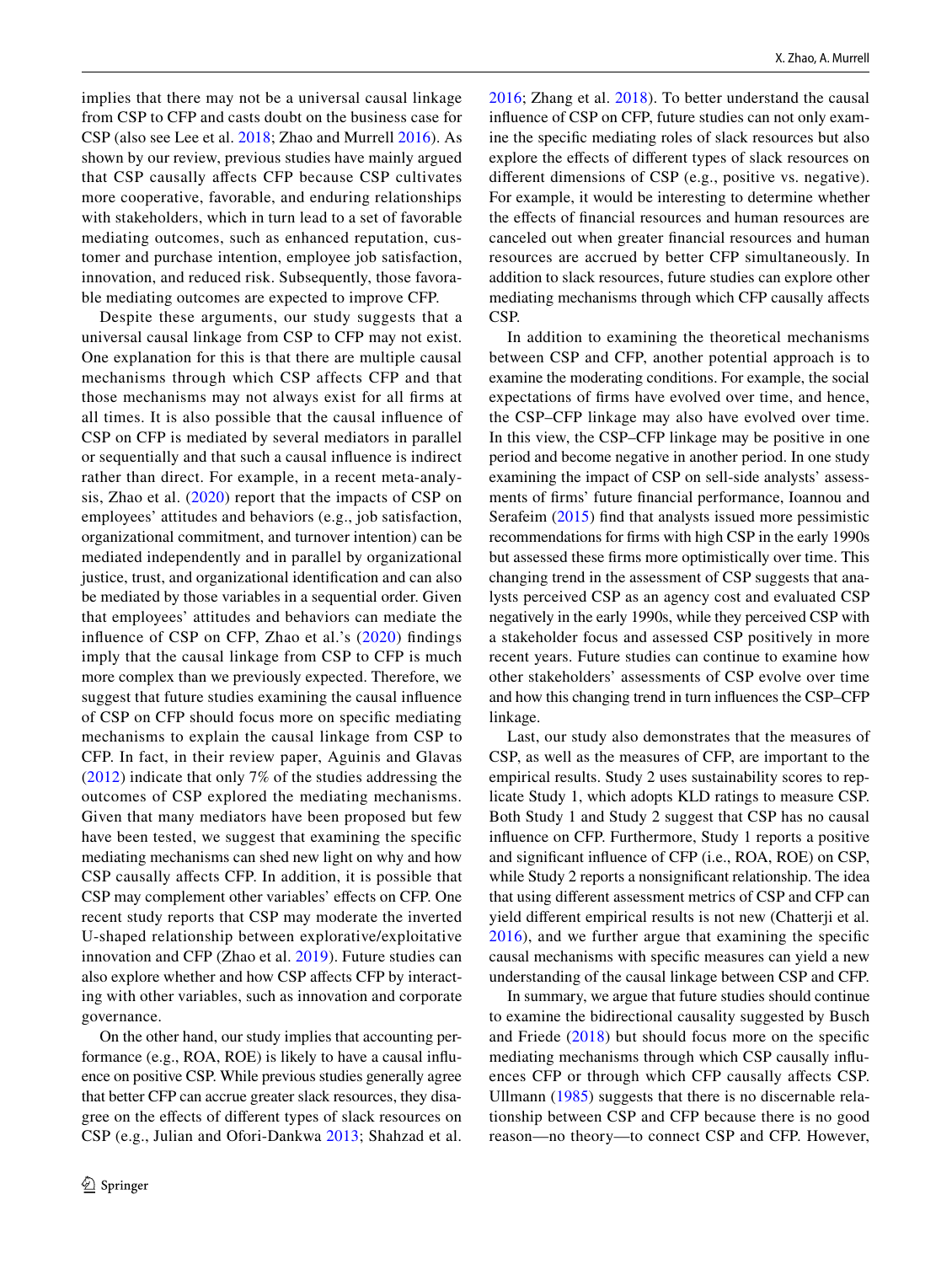implies that there may not be a universal causal linkage from CSP to CFP and casts doubt on the business case for CSP (also see Lee et al. 2018; Zhao and Murrell 2016). As shown by our review, previous studies have mainly argued that CSP causally affects CFP because CSP cultivates more cooperative, favorable, and enduring relationships with stakeholders, which in turn lead to a set of favorable mediating outcomes, such as enhanced reputation, customer and purchase intention, employee job satisfaction, innovation, and reduced risk. Subsequently, those favorable mediating outcomes are expected to improve CFP.

Despite these arguments, our study suggests that a universal causal linkage from CSP to CFP may not exist. One explanation for this is that there are multiple causal mechanisms through which CSP affects CFP and that those mechanisms may not always exist for all firms at all times. It is also possible that the causal influence of CSP on CFP is mediated by several mediators in parallel or sequentially and that such a causal influence is indirect rather than direct. For example, in a recent meta-analysis, Zhao et al. (2020) report that the impacts of CSP on employees' attitudes and behaviors (e.g., job satisfaction, organizational commitment, and turnover intention) can be mediated independently and in parallel by organizational justice, trust, and organizational identification and can also be mediated by those variables in a sequential order. Given that employees' attitudes and behaviors can mediate the influence of CSP on CFP, Zhao et al.'s (2020) findings imply that the causal linkage from CSP to CFP is much more complex than we previously expected. Therefore, we suggest that future studies examining the causal influence of CSP on CFP should focus more on specific mediating mechanisms to explain the causal linkage from CSP to CFP. In fact, in their review paper, Aguinis and Glavas (2012) indicate that only 7% of the studies addressing the outcomes of CSP explored the mediating mechanisms. Given that many mediators have been proposed but few have been tested, we suggest that examining the specific mediating mechanisms can shed new light on why and how CSP causally affects CFP. In addition, it is possible that CSP may complement other variables' effects on CFP. One recent study reports that CSP may moderate the inverted U-shaped relationship between explorative/exploitative innovation and CFP (Zhao et al. 2019). Future studies can also explore whether and how CSP affects CFP by interacting with other variables, such as innovation and corporate governance.

On the other hand, our study implies that accounting performance (e.g., ROA, ROE) is likely to have a causal influence on positive CSP. While previous studies generally agree that better CFP can accrue greater slack resources, they disagree on the effects of different types of slack resources on CSP (e.g., Julian and Ofori-Dankwa 2013; Shahzad et al. 2016; Zhang et al. 2018). To better understand the causal influence of CSP on CFP, future studies can not only examine the specific mediating roles of slack resources but also explore the effects of different types of slack resources on different dimensions of CSP (e.g., positive vs. negative). For example, it would be interesting to determine whether the effects of financial resources and human resources are canceled out when greater financial resources and human resources are accrued by better CFP simultaneously. In addition to slack resources, future studies can explore other mediating mechanisms through which CFP causally affects CSP.

In addition to examining the theoretical mechanisms between CSP and CFP, another potential approach is to examine the moderating conditions. For example, the social expectations of firms have evolved over time, and hence, the CSP–CFP linkage may also have evolved over time. In this view, the CSP–CFP linkage may be positive in one period and become negative in another period. In one study examining the impact of CSP on sell-side analysts' assessments of firms' future financial performance, Ioannou and Serafeim (2015) find that analysts issued more pessimistic recommendations for firms with high CSP in the early 1990s but assessed these firms more optimistically over time. This changing trend in the assessment of CSP suggests that analysts perceived CSP as an agency cost and evaluated CSP negatively in the early 1990s, while they perceived CSP with a stakeholder focus and assessed CSP positively in more recent years. Future studies can continue to examine how other stakeholders' assessments of CSP evolve over time and how this changing trend in turn influences the CSP–CFP linkage.

Last, our study also demonstrates that the measures of CSP, as well as the measures of CFP, are important to the empirical results. Study 2 uses sustainability scores to replicate Study 1, which adopts KLD ratings to measure CSP. Both Study 1 and Study 2 suggest that CSP has no causal influence on CFP. Furthermore, Study 1 reports a positive and significant influence of CFP (i.e., ROA, ROE) on CSP, while Study 2 reports a nonsignificant relationship. The idea that using different assessment metrics of CSP and CFP can yield different empirical results is not new (Chatterji et al. 2016), and we further argue that examining the specific causal mechanisms with specific measures can yield a new understanding of the causal linkage between CSP and CFP.

In summary, we argue that future studies should continue to examine the bidirectional causality suggested by Busch and Friede (2018) but should focus more on the specific mediating mechanisms through which CSP causally influences CFP or through which CFP causally affects CSP. Ullmann (1985) suggests that there is no discernable relationship between CSP and CFP because there is no good reason—no theory—to connect CSP and CFP. However,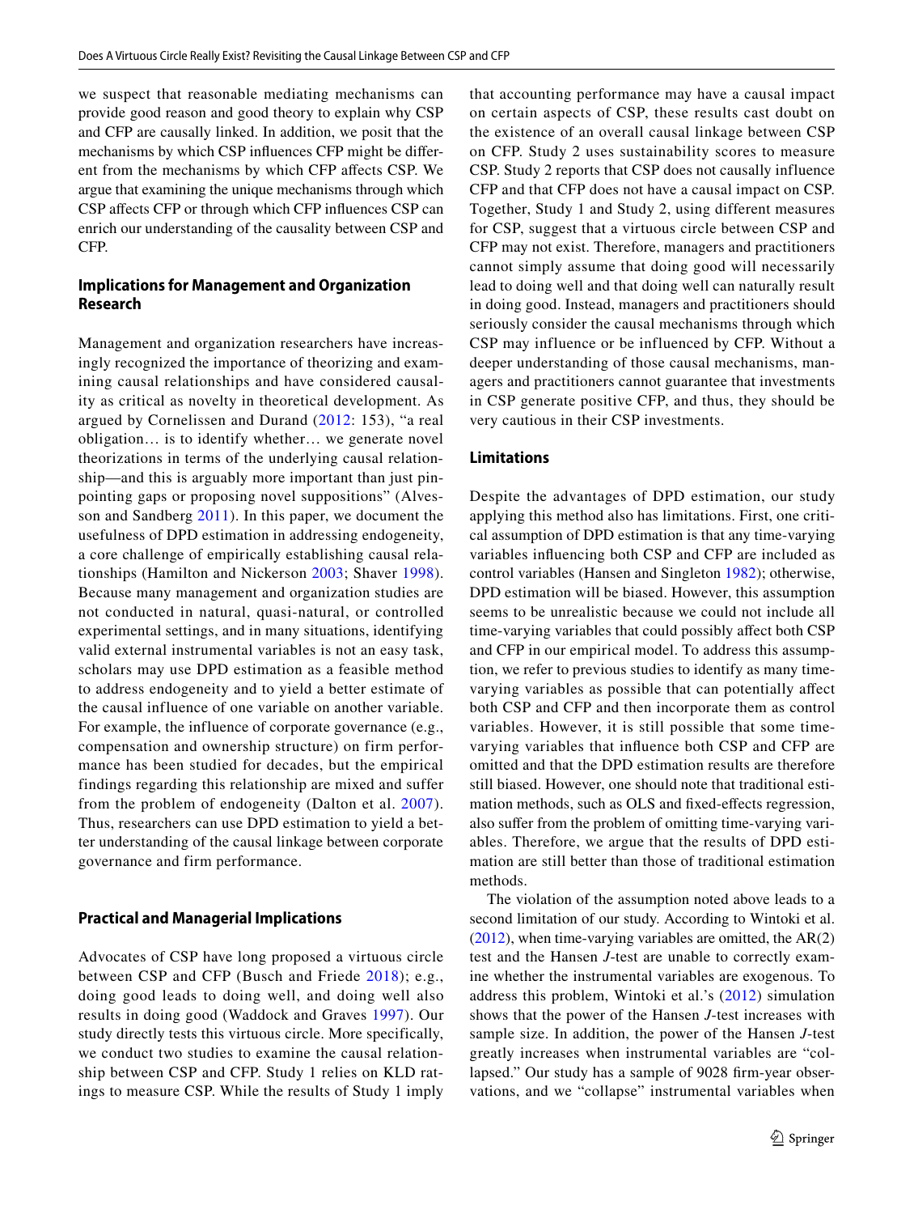we suspect that reasonable mediating mechanisms can provide good reason and good theory to explain why CSP and CFP are causally linked. In addition, we posit that the mechanisms by which CSP influences CFP might be different from the mechanisms by which CFP affects CSP. We argue that examining the unique mechanisms through which CSP affects CFP or through which CFP influences CSP can enrich our understanding of the causality between CSP and CFP.

### Implications for Management and Organization Research

Management and organization researchers have increasingly recognized the importance of theorizing and examining causal relationships and have considered causality as critical as novelty in theoretical development. As argued by Cornelissen and Durand (2012: 153), "a real obligation… is to identify whether… we generate novel theorizations in terms of the underlying causal relationship—and this is arguably more important than just pinpointing gaps or proposing novel suppositions" (Alvesson and Sandberg 2011). In this paper, we document the usefulness of DPD estimation in addressing endogeneity, a core challenge of empirically establishing causal relationships (Hamilton and Nickerson 2003; Shaver 1998). Because many management and organization studies are not conducted in natural, quasi-natural, or controlled experimental settings, and in many situations, identifying valid external instrumental variables is not an easy task, scholars may use DPD estimation as a feasible method to address endogeneity and to yield a better estimate of the causal influence of one variable on another variable. For example, the influence of corporate governance (e.g., compensation and ownership structure) on firm performance has been studied for decades, but the empirical findings regarding this relationship are mixed and suffer from the problem of endogeneity (Dalton et al. 2007). Thus, researchers can use DPD estimation to yield a better understanding of the causal linkage between corporate governance and firm performance.

### Practical and Managerial Implications

Advocates of CSP have long proposed a virtuous circle between CSP and CFP (Busch and Friede 2018); e.g., doing good leads to doing well, and doing well also results in doing good (Waddock and Graves 1997). Our study directly tests this virtuous circle. More specifically, we conduct two studies to examine the causal relationship between CSP and CFP. Study 1 relies on KLD ratings to measure CSP. While the results of Study 1 imply that accounting performance may have a causal impact on certain aspects of CSP, these results cast doubt on the existence of an overall causal linkage between CSP on CFP. Study 2 uses sustainability scores to measure CSP. Study 2 reports that CSP does not causally influence CFP and that CFP does not have a causal impact on CSP. Together, Study 1 and Study 2, using different measures for CSP, suggest that a virtuous circle between CSP and CFP may not exist. Therefore, managers and practitioners cannot simply assume that doing good will necessarily lead to doing well and that doing well can naturally result in doing good. Instead, managers and practitioners should seriously consider the causal mechanisms through which CSP may influence or be influenced by CFP. Without a deeper understanding of those causal mechanisms, managers and practitioners cannot guarantee that investments in CSP generate positive CFP, and thus, they should be very cautious in their CSP investments.

### Limitations

Despite the advantages of DPD estimation, our study applying this method also has limitations. First, one critical assumption of DPD estimation is that any time-varying variables influencing both CSP and CFP are included as control variables (Hansen and Singleton 1982); otherwise, DPD estimation will be biased. However, this assumption seems to be unrealistic because we could not include all time-varying variables that could possibly affect both CSP and CFP in our empirical model. To address this assumption, we refer to previous studies to identify as many time-varying variables as possible that can potentially affect both CSP and CFP and then incorporate them as control variables. However, it is still possible that some time-varying variables that influence both CSP and CFP are omitted and that the DPD estimation results are therefore still biased. However, one should note that traditional estimation methods, such as OLS and fixed-effects regression, also suffer from the problem of omitting time-varying variables. Therefore, we argue that the results of DPD estimation are still better than those of traditional estimation methods.

The violation of the assumption noted above leads to a second limitation of our study. According to Wintoki et al. (2012), when time-varying variables are omitted, the AR(2) test and the Hansen *J*-test are unable to correctly examine whether the instrumental variables are exogenous. To address this problem, Wintoki et al.'s (2012) simulation shows that the power of the Hansen *J*-test increases with sample size. In addition, the power of the Hansen *J*-test greatly increases when instrumental variables are "collapsed." Our study has a sample of 9028 firm-year observations, and we "collapse" instrumental variables when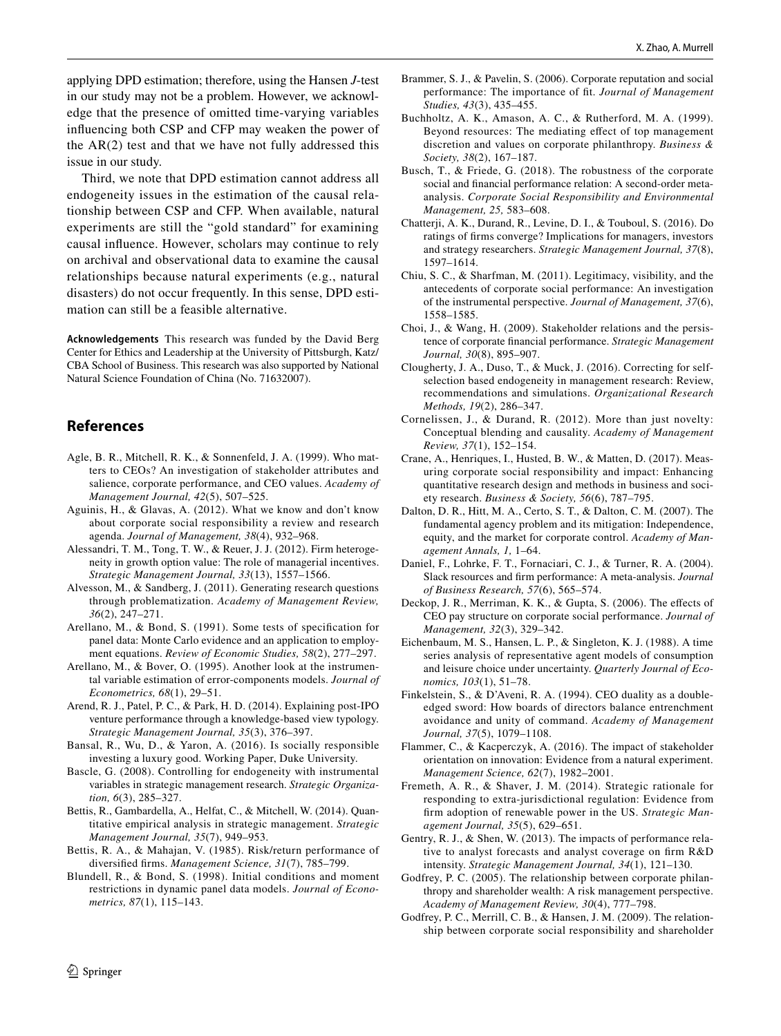applying DPD estimation; therefore, using the Hansen *J*-test in our study may not be a problem. However, we acknowledge that the presence of omitted time-varying variables influencing both CSP and CFP may weaken the power of the AR(2) test and that we have not fully addressed this issue in our study.

Third, we note that DPD estimation cannot address all endogeneity issues in the estimation of the causal relationship between CSP and CFP. When available, natural experiments are still the "gold standard" for examining causal influence. However, scholars may continue to rely on archival and observational data to examine the causal relationships because natural experiments (e.g., natural disasters) do not occur frequently. In this sense, DPD estimation can still be a feasible alternative.

**Acknowledgements** This research was funded by the David Berg Center for Ethics and Leadership at the University of Pittsburgh, Katz/CBA School of Business. This research was also supported by National Natural Science Foundation of China (No. 71632007).

## References

- Agle, B. R., Mitchell, R. K., & Sonnenfeld, J. A. (1999). Who matters to CEOs? An investigation of stakeholder attributes and salience, corporate performance, and CEO values. *Academy of Management Journal, 42*(5), 507–525.
- Aguinis, H., & Glavas, A. (2012). What we know and don't know about corporate social responsibility a review and research agenda. *Journal of Management, 38*(4), 932–968.
- Alessandri, T. M., Tong, T. W., & Reuer, J. J. (2012). Firm heterogeneity in growth option value: The role of managerial incentives. *Strategic Management Journal, 33*(13), 1557–1566.
- Alvesson, M., & Sandberg, J. (2011). Generating research questions through problematization. *Academy of Management Review, 36*(2), 247–271.
- Arellano, M., & Bond, S. (1991). Some tests of specification for panel data: Monte Carlo evidence and an application to employment equations. *Review of Economic Studies, 58*(2), 277–297.
- Arellano, M., & Bover, O. (1995). Another look at the instrumental variable estimation of error-components models. *Journal of Econometrics, 68*(1), 29–51.
- Arend, R. J., Patel, P. C., & Park, H. D. (2014). Explaining post-IPO venture performance through a knowledge-based view typology. *Strategic Management Journal, 35*(3), 376–397.
- Bansal, R., Wu, D., & Yaron, A. (2016). Is socially responsible investing a luxury good. Working Paper, Duke University.
- Bascle, G. (2008). Controlling for endogeneity with instrumental variables in strategic management research. *Strategic Organization, 6*(3), 285–327.
- Bettis, R., Gambardella, A., Helfat, C., & Mitchell, W. (2014). Quantitative empirical analysis in strategic management. *Strategic Management Journal, 35*(7), 949–953.
- Bettis, R. A., & Mahajan, V. (1985). Risk/return performance of diversified firms. *Management Science, 31*(7), 785–799.
- Blundell, R., & Bond, S. (1998). Initial conditions and moment restrictions in dynamic panel data models. *Journal of Econometrics, 87*(1), 115–143.
- Brammer, S. J., & Pavelin, S. (2006). Corporate reputation and social performance: The importance of fit. *Journal of Management Studies, 43*(3), 435–455.
- Buchholtz, A. K., Amason, A. C., & Rutherford, M. A. (1999). Beyond resources: The mediating effect of top management discretion and values on corporate philanthropy. *Business & Society, 38*(2), 167–187.
- Busch, T., & Friede, G. (2018). The robustness of the corporate social and financial performance relation: A second-order meta-analysis. *Corporate Social Responsibility and Environmental Management, 25,* 583–608.
- Chatterji, A. K., Durand, R., Levine, D. I., & Touboul, S. (2016). Do ratings of firms converge? Implications for managers, investors and strategy researchers. *Strategic Management Journal, 37*(8), 1597–1614.
- Chiu, S. C., & Sharfman, M. (2011). Legitimacy, visibility, and the antecedents of corporate social performance: An investigation of the instrumental perspective. *Journal of Management, 37*(6), 1558–1585.
- Choi, J., & Wang, H. (2009). Stakeholder relations and the persistence of corporate financial performance. *Strategic Management Journal, 30*(8), 895–907.
- Clougherty, J. A., Duso, T., & Muck, J. (2016). Correcting for self-selection based endogeneity in management research: Review, recommendations and simulations. *Organizational Research Methods, 19*(2), 286–347.
- Cornelissen, J., & Durand, R. (2012). More than just novelty: Conceptual blending and causality. *Academy of Management Review, 37*(1), 152–154.
- Crane, A., Henriques, I., Husted, B. W., & Matten, D. (2017). Measuring corporate social responsibility and impact: Enhancing quantitative research design and methods in business and society research. *Business & Society, 56*(6), 787–795.
- Dalton, D. R., Hitt, M. A., Certo, S. T., & Dalton, C. M. (2007). The fundamental agency problem and its mitigation: Independence, equity, and the market for corporate control. *Academy of Management Annals, 1,* 1–64.
- Daniel, F., Lohrke, F. T., Fornaciari, C. J., & Turner, R. A. (2004). Slack resources and firm performance: A meta-analysis. *Journal of Business Research, 57*(6), 565–574.
- Deckop, J. R., Merriman, K. K., & Gupta, S. (2006). The effects of CEO pay structure on corporate social performance. *Journal of Management, 32*(3), 329–342.
- Eichenbaum, M. S., Hansen, L. P., & Singleton, K. J. (1988). A time series analysis of representative agent models of consumption and leisure choice under uncertainty. *Quarterly Journal of Economics, 103*(1), 51–78.
- Finkelstein, S., & D'Aveni, R. A. (1994). CEO duality as a double-edged sword: How boards of directors balance entrenchment avoidance and unity of command. *Academy of Management Journal, 37*(5), 1079–1108.
- Flammer, C., & Kacperczyk, A. (2016). The impact of stakeholder orientation on innovation: Evidence from a natural experiment. *Management Science, 62*(7), 1982–2001.
- Fremeth, A. R., & Shaver, J. M. (2014). Strategic rationale for responding to extra-jurisdictional regulation: Evidence from firm adoption of renewable power in the US. *Strategic Management Journal, 35*(5), 629–651.
- Gentry, R. J., & Shen, W. (2013). The impacts of performance relative to analyst forecasts and analyst coverage on firm R&D intensity. *Strategic Management Journal, 34*(1), 121–130.
- Godfrey, P. C. (2005). The relationship between corporate philanthropy and shareholder wealth: A risk management perspective. *Academy of Management Review, 30*(4), 777–798.
- Godfrey, P. C., Merrill, C. B., & Hansen, J. M. (2009). The relationship between corporate social responsibility and shareholder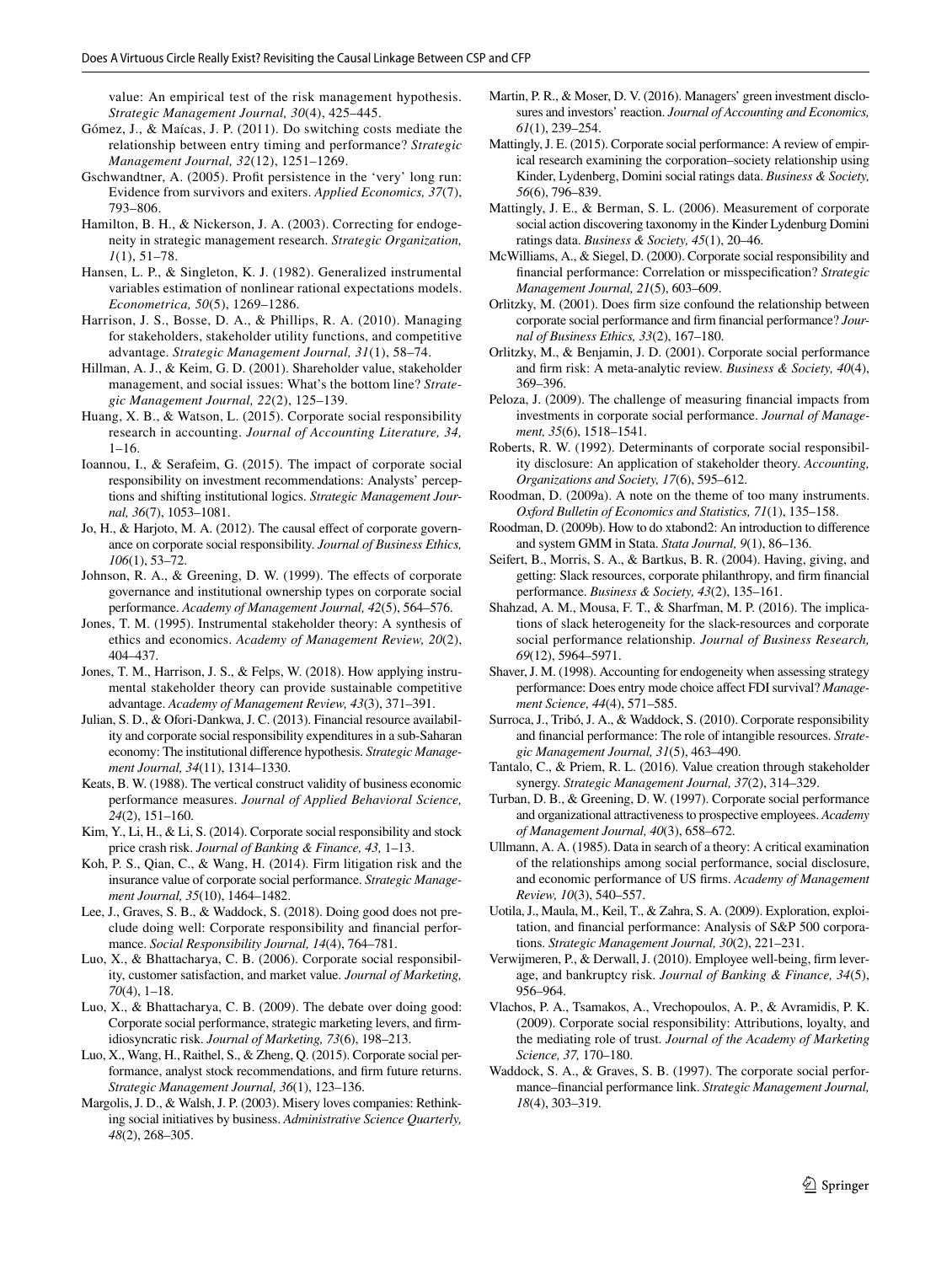value: An empirical test of the risk management hypothesis. *Strategic Management Journal, 30*(4), 425–445.

Gómez, J., & Maícas, J. P. (2011). Do switching costs mediate the relationship between entry timing and performance? *Strategic Management Journal, 32*(12), 1251–1269.

Gschwandtner, A. (2005). Profit persistence in the 'very' long run: Evidence from survivors and exiters. *Applied Economics, 37*(7), 793–806.

Hamilton, B. H., & Nickerson, J. A. (2003). Correcting for endogeneity in strategic management research. *Strategic Organization, 1*(1), 51–78.

Hansen, L. P., & Singleton, K. J. (1982). Generalized instrumental variables estimation of nonlinear rational expectations models. *Econometrica, 50*(5), 1269–1286.

Harrison, J. S., Bosse, D. A., & Phillips, R. A. (2010). Managing for stakeholders, stakeholder utility functions, and competitive advantage. *Strategic Management Journal, 31*(1), 58–74.

Hillman, A. J., & Keim, G. D. (2001). Shareholder value, stakeholder management, and social issues: What's the bottom line? *Strategic Management Journal, 22*(2), 125–139.

Huang, X. B., & Watson, L. (2015). Corporate social responsibility research in accounting. *Journal of Accounting Literature, 34,* 1–16.

Ioannou, I., & Serafeim, G. (2015). The impact of corporate social responsibility on investment recommendations: Analysts' perceptions and shifting institutional logics. *Strategic Management Journal, 36*(7), 1053–1081.

Jo, H., & Harjoto, M. A. (2012). The causal effect of corporate governance on corporate social responsibility. *Journal of Business Ethics, 106*(1), 53–72.

Johnson, R. A., & Greening, D. W. (1999). The effects of corporate governance and institutional ownership types on corporate social performance. *Academy of Management Journal, 42*(5), 564–576.

Jones, T. M. (1995). Instrumental stakeholder theory: A synthesis of ethics and economics. *Academy of Management Review, 20*(2), 404–437.

Jones, T. M., Harrison, J. S., & Felps, W. (2018). How applying instrumental stakeholder theory can provide sustainable competitive advantage. *Academy of Management Review, 43*(3), 371–391.

Julian, S. D., & Ofori-Dankwa, J. C. (2013). Financial resource availability and corporate social responsibility expenditures in a sub-Saharan economy: The institutional difference hypothesis. *Strategic Management Journal, 34*(11), 1314–1330.

Keats, B. W. (1988). The vertical construct validity of business economic performance measures. *Journal of Applied Behavioral Science, 24*(2), 151–160.

Kim, Y., Li, H., & Li, S. (2014). Corporate social responsibility and stock price crash risk. *Journal of Banking & Finance, 43,* 1–13.

Koh, P. S., Qian, C., & Wang, H. (2014). Firm litigation risk and the insurance value of corporate social performance. *Strategic Management Journal, 35*(10), 1464–1482.

Lee, J., Graves, S. B., & Waddock, S. (2018). Doing good does not preclude doing well: Corporate responsibility and financial performance. *Social Responsibility Journal, 14*(4), 764–781.

Luo, X., & Bhattacharya, C. B. (2006). Corporate social responsibility, customer satisfaction, and market value. *Journal of Marketing, 70*(4), 1–18.

Luo, X., & Bhattacharya, C. B. (2009). The debate over doing good: Corporate social performance, strategic marketing levers, and firm-idiosyncratic risk. *Journal of Marketing, 73*(6), 198–213.

Luo, X., Wang, H., Raithel, S., & Zheng, Q. (2015). Corporate social performance, analyst stock recommendations, and firm future returns. *Strategic Management Journal, 36*(1), 123–136.

Margolis, J. D., & Walsh, J. P. (2003). Misery loves companies: Rethinking social initiatives by business. *Administrative Science Quarterly, 48*(2), 268–305.

Martin, P. R., & Moser, D. V. (2016). Managers' green investment disclosures and investors' reaction. *Journal of Accounting and Economics, 61*(1), 239–254.

Mattingly, J. E. (2015). Corporate social performance: A review of empirical research examining the corporation–society relationship using Kinder, Lydenberg, Domini social ratings data. *Business & Society, 56*(6), 796–839.

Mattingly, J. E., & Berman, S. L. (2006). Measurement of corporate social action discovering taxonomy in the Kinder Lydenburg Domini ratings data. *Business & Society, 45*(1), 20–46.

McWilliams, A., & Siegel, D. (2000). Corporate social responsibility and financial performance: Correlation or misspecification? *Strategic Management Journal, 21*(5), 603–609.

Orlitzky, M. (2001). Does firm size confound the relationship between corporate social performance and firm financial performance? *Journal of Business Ethics, 33*(2), 167–180.

Orlitzky, M., & Benjamin, J. D. (2001). Corporate social performance and firm risk: A meta-analytic review. *Business & Society, 40*(4), 369–396.

Peloza, J. (2009). The challenge of measuring financial impacts from investments in corporate social performance. *Journal of Management, 35*(6), 1518–1541.

Roberts, R. W. (1992). Determinants of corporate social responsibility disclosure: An application of stakeholder theory. *Accounting, Organizations and Society, 17*(6), 595–612.

Roodman, D. (2009a). A note on the theme of too many instruments. *Oxford Bulletin of Economics and Statistics, 71*(1), 135–158.

Roodman, D. (2009b). How to do xtabond2: An introduction to difference and system GMM in Stata. *Stata Journal, 9*(1), 86–136.

Seifert, B., Morris, S. A., & Bartkus, B. R. (2004). Having, giving, and getting: Slack resources, corporate philanthropy, and firm financial performance. *Business & Society, 43*(2), 135–161.

Shahzad, A. M., Mousa, F. T., & Sharfman, M. P. (2016). The implications of slack heterogeneity for the slack-resources and corporate social performance relationship. *Journal of Business Research, 69*(12), 5964–5971.

Shaver, J. M. (1998). Accounting for endogeneity when assessing strategy performance: Does entry mode choice affect FDI survival? *Management Science, 44*(4), 571–585.

Surroca, J., Tribó, J. A., & Waddock, S. (2010). Corporate responsibility and financial performance: The role of intangible resources. *Strategic Management Journal, 31*(5), 463–490.

Tantalo, C., & Priem, R. L. (2016). Value creation through stakeholder synergy. *Strategic Management Journal, 37*(2), 314–329.

Turban, D. B., & Greening, D. W. (1997). Corporate social performance and organizational attractiveness to prospective employees. *Academy of Management Journal, 40*(3), 658–672.

Ullmann, A. A. (1985). Data in search of a theory: A critical examination of the relationships among social performance, social disclosure, and economic performance of US firms. *Academy of Management Review, 10*(3), 540–557.

Uotila, J., Maula, M., Keil, T., & Zahra, S. A. (2009). Exploration, exploitation, and financial performance: Analysis of S&P 500 corporations. *Strategic Management Journal, 30*(2), 221–231.

Verwijmeren, P., & Derwall, J. (2010). Employee well-being, firm leverage, and bankruptcy risk. *Journal of Banking & Finance, 34*(5), 956–964.

Vlachos, P. A., Tsamakos, A., Vrechopoulos, A. P., & Avramidis, P. K. (2009). Corporate social responsibility: Attributions, loyalty, and the mediating role of trust. *Journal of the Academy of Marketing Science, 37,* 170–180.

Waddock, S. A., & Graves, S. B. (1997). The corporate social performance–financial performance link. *Strategic Management Journal, 18*(4), 303–319.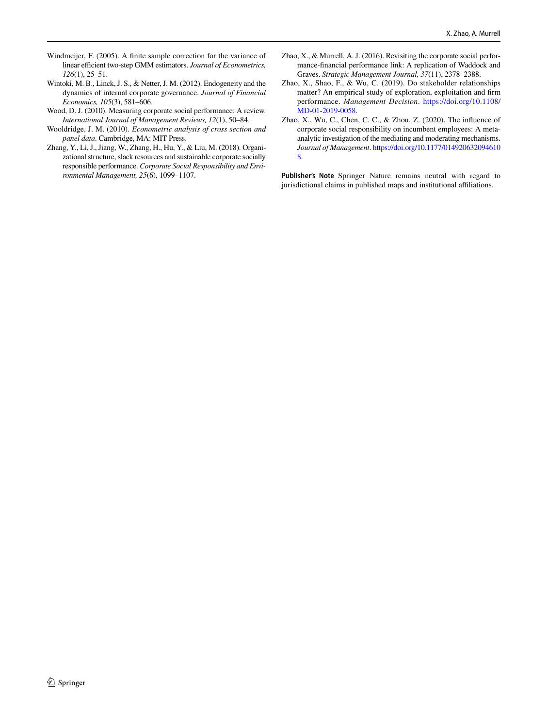Windmeijer, F. (2005). A finite sample correction for the variance of linear efficient two-step GMM estimators. *Journal of Econometrics, 126*(1), 25–51.

Wintoki, M. B., Linck, J. S., & Netter, J. M. (2012). Endogeneity and the dynamics of internal corporate governance. *Journal of Financial Economics, 105*(3), 581–606.

Wood, D. J. (2010). Measuring corporate social performance: A review. *International Journal of Management Reviews, 12*(1), 50–84.

Wooldridge, J. M. (2010). *Econometric analysis of cross section and panel data*. Cambridge, MA: MIT Press.

Zhang, Y., Li, J., Jiang, W., Zhang, H., Hu, Y., & Liu, M. (2018). Organizational structure, slack resources and sustainable corporate socially responsible performance. *Corporate Social Responsibility and Environmental Management, 25*(6), 1099–1107.

Zhao, X., & Murrell, A. J. (2016). Revisiting the corporate social performance-financial performance link: A replication of Waddock and Graves. *Strategic Management Journal, 37*(11), 2378–2388.

Zhao, X., Shao, F., & Wu, C. (2019). Do stakeholder relationships matter? An empirical study of exploration, exploitation and firm performance. *Management Decision*. https://doi.org/10.1108/MD-01-2019-0058.

Zhao, X., Wu, C., Chen, C. C., & Zhou, Z. (2020). The influence of corporate social responsibility on incumbent employees: A meta-analytic investigation of the mediating and moderating mechanisms. *Journal of Management*. https://doi.org/10.1177/0149206320946108.

**Publisher's Note** Springer Nature remains neutral with regard to jurisdictional claims in published maps and institutional affiliations.